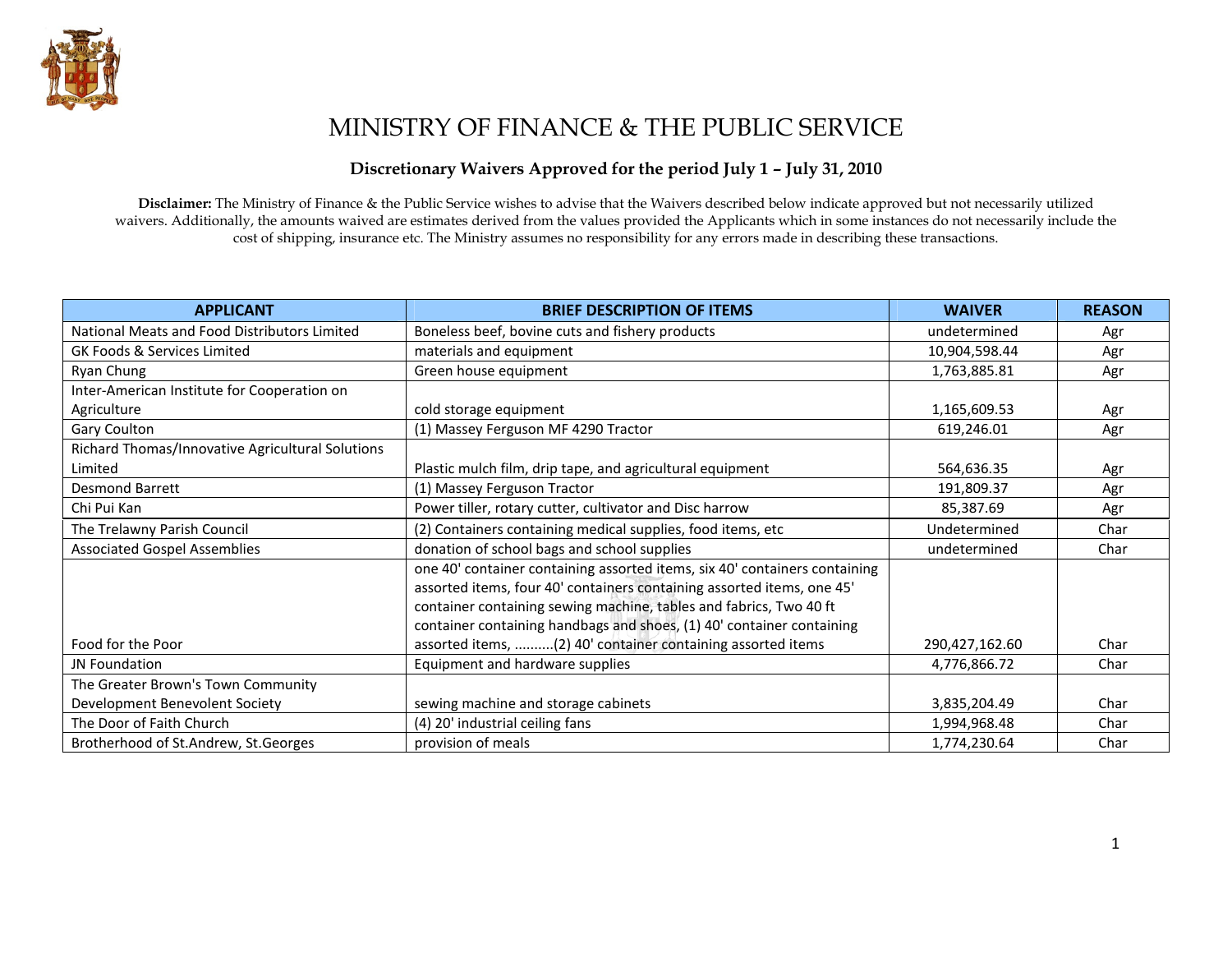# MINISTRY OF FINANCE & THE PUBLIC SERVICE

## Discretionary Waivers Approved for the period July 1 – July 31, 2010

**Disclaimer:** The Ministry of Finance & the Public Service wishes to advise that the Waivers described below indicate approved but not necessarily utilized waivers. Additionally, the amounts waived are estimates derived from the values provided the Applicants which in some instances do not necessarily include the cost of shipping, insurance etc. The Ministry assumes no responsibility for any errors made in describing these transactions.

| APPLICANT | BRIEF DESCRIPTION OF ITEMS | WAIVER | REASON |
|---|---|---|---|
| National Meats and Food Distributors Limited | Boneless beef, bovine cuts and fishery products | undetermined | Agr |
| GK Foods & Services Limited | materials and equipment | 10,904,598.44 | Agr |
| Ryan Chung | Green house equipment | 1,763,885.81 | Agr |
| Inter-American Institute for Cooperation on Agriculture | cold storage equipment | 1,165,609.53 | Agr |
| Gary Coulton | (1) Massey Ferguson MF 4290 Tractor | 619,246.01 | Agr |
| Richard Thomas/Innovative Agricultural Solutions Limited | Plastic mulch film, drip tape, and agricultural equipment | 564,636.35 | Agr |
| Desmond Barrett | (1) Massey Ferguson Tractor | 191,809.37 | Agr |
| Chi Pui Kan | Power tiller, rotary cutter, cultivator and Disc harrow | 85,387.69 | Agr |
| The Trelawny Parish Council | (2) Containers containing medical supplies, food items, etc | Undetermined | Char |
| Associated Gospel Assemblies | donation of school bags and school supplies | undetermined | Char |
| Food for the Poor | one 40' container containing assorted items, six 40' containers containing assorted items, four 40' containers containing assorted items, one 45' container containing sewing machine, tables and fabrics, Two 40 ft container containing handbags and shoes, (1) 40' container containing assorted items, ..........(2) 40' container containing assorted items | 290,427,162.60 | Char |
| JN Foundation | Equipment and hardware supplies | 4,776,866.72 | Char |
| The Greater Brown's Town Community Development Benevolent Society | sewing machine and storage cabinets | 3,835,204.49 | Char |
| The Door of Faith Church | (4) 20' industrial ceiling fans | 1,994,968.48 | Char |
| Brotherhood of St.Andrew, St.Georges | provision of meals | 1,774,230.64 | Char |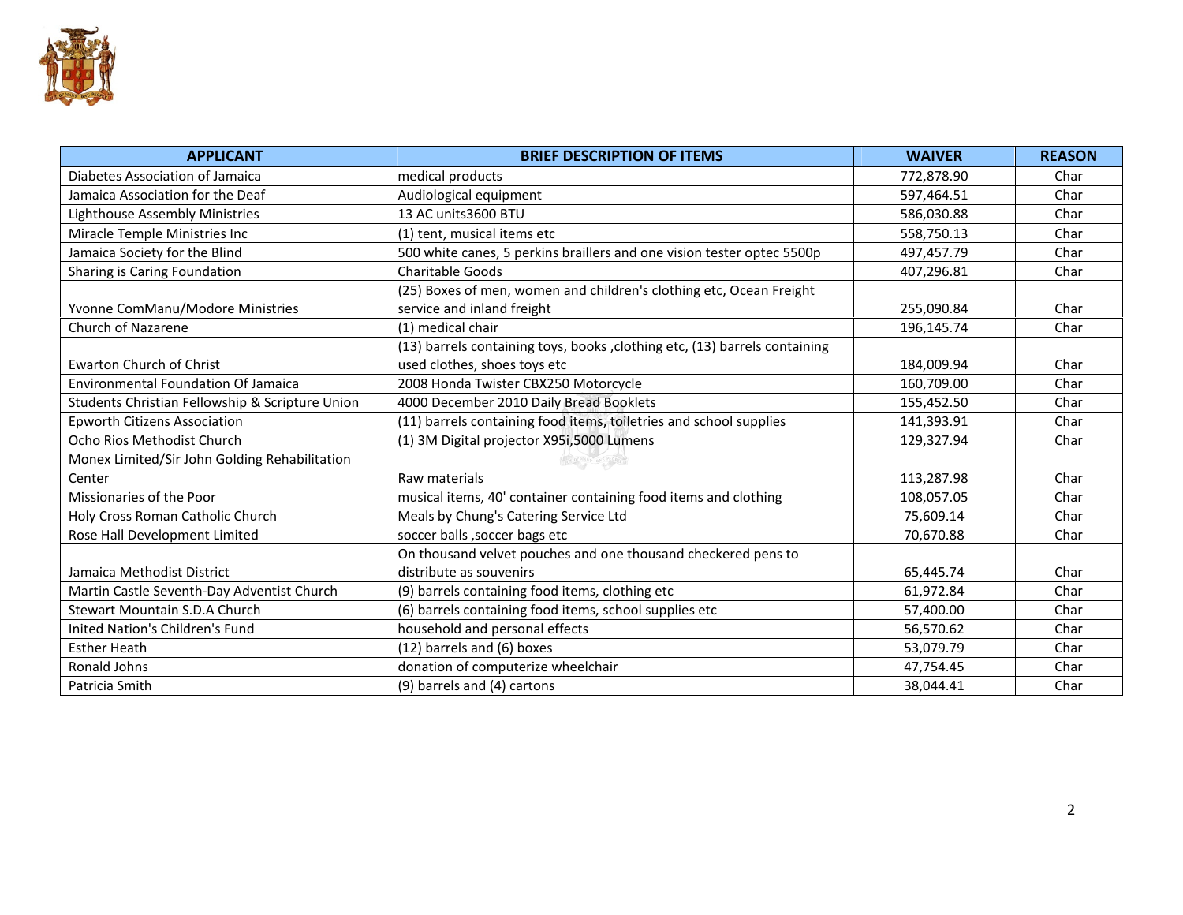| APPLICANT | BRIEF DESCRIPTION OF ITEMS | WAIVER | REASON |
|---|---|---|---|
| Diabetes Association of Jamaica | medical products | 772,878.90 | Char |
| Jamaica Association for the Deaf | Audiological equipment | 597,464.51 | Char |
| Lighthouse Assembly Ministries | 13 AC units3600 BTU | 586,030.88 | Char |
| Miracle Temple Ministries Inc | (1) tent, musical items etc | 558,750.13 | Char |
| Jamaica Society for the Blind | 500 white canes, 5 perkins braillers and one vision tester optec 5500p | 497,457.79 | Char |
| Sharing is Caring Foundation | Charitable Goods | 407,296.81 | Char |
| Yvonne ComManu/Modore Ministries | (25) Boxes of men, women and children's clothing etc, Ocean Freight service and inland freight | 255,090.84 | Char |
| Church of Nazarene | (1) medical chair | 196,145.74 | Char |
| Ewarton Church of Christ | (13) barrels containing toys, books ,clothing etc, (13) barrels containing used clothes, shoes toys etc | 184,009.94 | Char |
| Environmental Foundation Of Jamaica | 2008 Honda Twister CBX250 Motorcycle | 160,709.00 | Char |
| Students Christian Fellowship & Scripture Union | 4000 December 2010 Daily Bread Booklets | 155,452.50 | Char |
| Epworth Citizens Association | (11) barrels containing food items, toiletries and school supplies | 141,393.91 | Char |
| Ocho Rios Methodist Church | (1) 3M Digital projector X95i,5000 Lumens | 129,327.94 | Char |
| Monex Limited/Sir John Golding Rehabilitation Center | Raw materials | 113,287.98 | Char |
| Missionaries of the Poor | musical items, 40' container containing food items and clothing | 108,057.05 | Char |
| Holy Cross Roman Catholic Church | Meals by Chung's Catering Service Ltd | 75,609.14 | Char |
| Rose Hall Development Limited | soccer balls ,soccer bags etc | 70,670.88 | Char |
| Jamaica Methodist District | On thousand velvet pouches and one thousand checkered pens to distribute as souvenirs | 65,445.74 | Char |
| Martin Castle Seventh-Day Adventist Church | (9) barrels containing food items, clothing etc | 61,972.84 | Char |
| Stewart Mountain S.D.A Church | (6) barrels containing food items, school supplies etc | 57,400.00 | Char |
| Inited Nation's Children's Fund | household and personal effects | 56,570.62 | Char |
| Esther Heath | (12) barrels and (6) boxes | 53,079.79 | Char |
| Ronald Johns | donation of computerize wheelchair | 47,754.45 | Char |
| Patricia Smith | (9) barrels and (4) cartons | 38,044.41 | Char |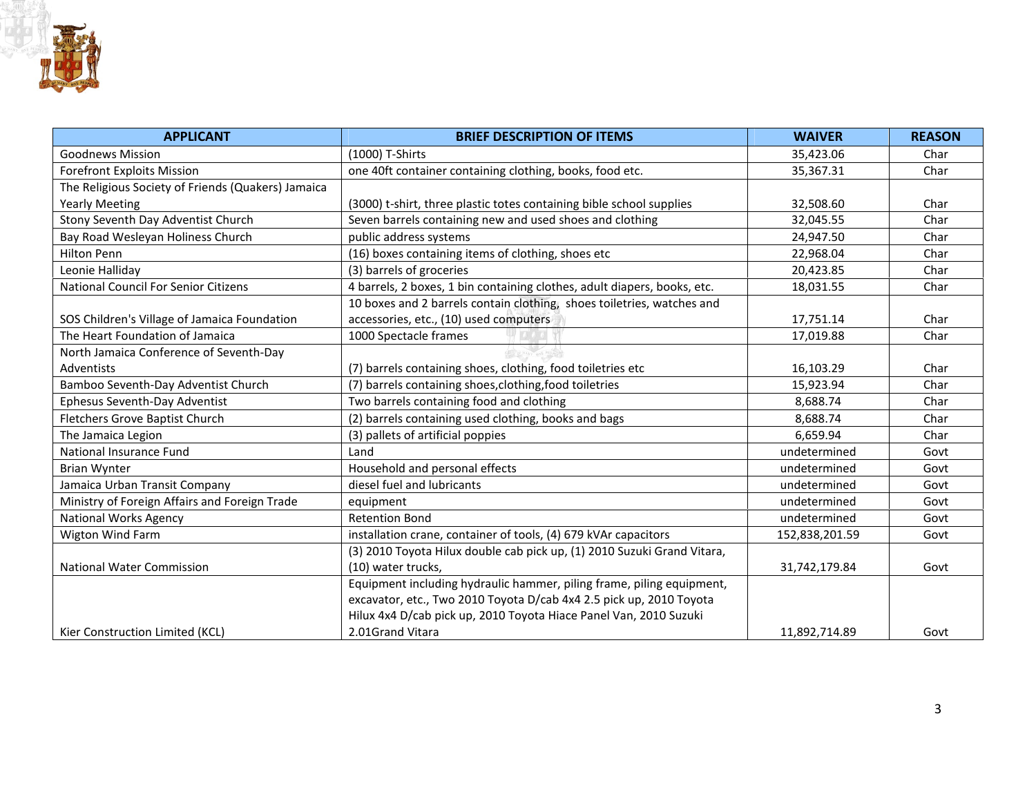| APPLICANT | BRIEF DESCRIPTION OF ITEMS | WAIVER | REASON |
|---|---|---|---|
| Goodnews Mission | (1000) T-Shirts | 35,423.06 | Char |
| Forefront Exploits Mission | one 40ft container containing clothing, books, food etc. | 35,367.31 | Char |
| The Religious Society of Friends (Quakers) Jamaica Yearly Meeting | (3000) t-shirt, three plastic totes containing bible school supplies | 32,508.60 | Char |
| Stony Seventh Day Adventist Church | Seven barrels containing new and used shoes and clothing | 32,045.55 | Char |
| Bay Road Wesleyan Holiness Church | public address systems | 24,947.50 | Char |
| Hilton Penn | (16) boxes containing items of clothing, shoes etc | 22,968.04 | Char |
| Leonie Halliday | (3) barrels of groceries | 20,423.85 | Char |
| National Council For Senior Citizens | 4 barrels, 2 boxes, 1 bin containing clothes, adult diapers, books, etc. | 18,031.55 | Char |
| SOS Children's Village of Jamaica Foundation | 10 boxes and 2 barrels contain clothing, shoes toiletries, watches and accessories, etc., (10) used computers | 17,751.14 | Char |
| The Heart Foundation of Jamaica | 1000 Spectacle frames | 17,019.88 | Char |
| North Jamaica Conference of Seventh-Day Adventists | (7) barrels containing shoes, clothing, food toiletries etc | 16,103.29 | Char |
| Bamboo Seventh-Day Adventist Church | (7) barrels containing shoes,clothing,food toiletries | 15,923.94 | Char |
| Ephesus Seventh-Day Adventist | Two barrels containing food and clothing | 8,688.74 | Char |
| Fletchers Grove Baptist Church | (2) barrels containing used clothing, books and bags | 8,688.74 | Char |
| The Jamaica Legion | (3) pallets of artificial poppies | 6,659.94 | Char |
| National Insurance Fund | Land | undetermined | Govt |
| Brian Wynter | Household and personal effects | undetermined | Govt |
| Jamaica Urban Transit Company | diesel fuel and lubricants | undetermined | Govt |
| Ministry of Foreign Affairs and Foreign Trade | equipment | undetermined | Govt |
| National Works Agency | Retention Bond | undetermined | Govt |
| Wigton Wind Farm | installation crane, container of tools, (4) 679 kVAr capacitors | 152,838,201.59 | Govt |
| National Water Commission | (3) 2010 Toyota Hilux double cab pick up, (1) 2010 Suzuki Grand Vitara, (10) water trucks, | 31,742,179.84 | Govt |
| Kier Construction Limited (KCL) | Equipment including hydraulic hammer, piling frame, piling equipment, excavator, etc., Two 2010 Toyota D/cab 4x4 2.5 pick up, 2010 Toyota Hilux 4x4 D/cab pick up, 2010 Toyota Hiace Panel Van, 2010 Suzuki 2.01Grand Vitara | 11,892,714.89 | Govt |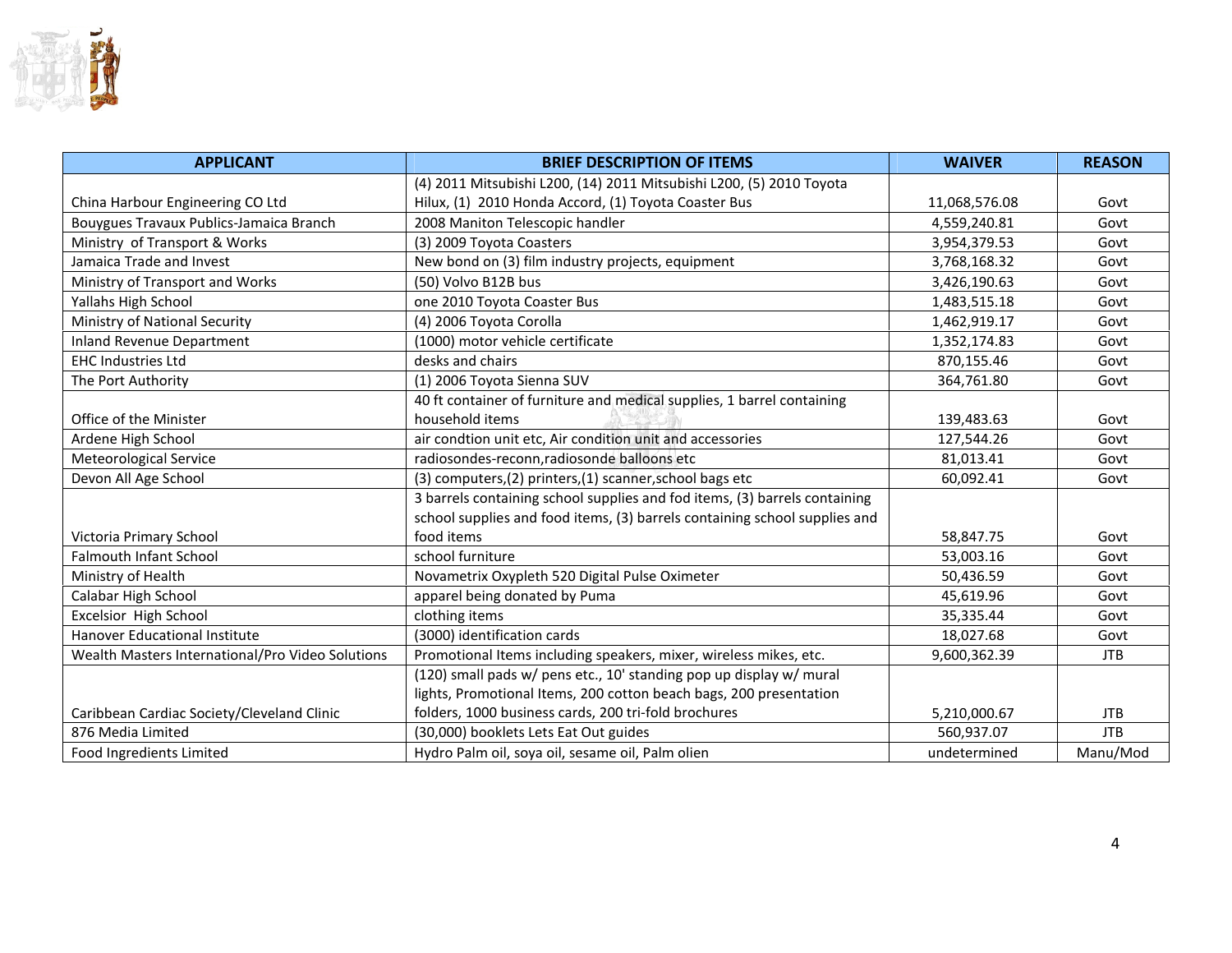| APPLICANT | BRIEF DESCRIPTION OF ITEMS | WAIVER | REASON |
|---|---|---|---|
| China Harbour Engineering CO Ltd | (4) 2011 Mitsubishi L200, (14) 2011 Mitsubishi L200, (5) 2010 Toyota Hilux, (1) 2010 Honda Accord, (1) Toyota Coaster Bus | 11,068,576.08 | Govt |
| Bouygues Travaux Publics-Jamaica Branch | 2008 Maniton Telescopic handler | 4,559,240.81 | Govt |
| Ministry of Transport & Works | (3) 2009 Toyota Coasters | 3,954,379.53 | Govt |
| Jamaica Trade and Invest | New bond on (3) film industry projects, equipment | 3,768,168.32 | Govt |
| Ministry of Transport and Works | (50) Volvo B12B bus | 3,426,190.63 | Govt |
| Yallahs High School | one 2010 Toyota Coaster Bus | 1,483,515.18 | Govt |
| Ministry of National Security | (4) 2006 Toyota Corolla | 1,462,919.17 | Govt |
| Inland Revenue Department | (1000) motor vehicle certificate | 1,352,174.83 | Govt |
| EHC Industries Ltd | desks and chairs | 870,155.46 | Govt |
| The Port Authority | (1) 2006 Toyota Sienna SUV | 364,761.80 | Govt |
| Office of the Minister | 40 ft container of furniture and medical supplies, 1 barrel containing household items | 139,483.63 | Govt |
| Ardene High School | air condtion unit etc, Air condition unit and accessories | 127,544.26 | Govt |
| Meteorological Service | radiosondes-reconn,radiosonde balloons etc | 81,013.41 | Govt |
| Devon All Age School | (3) computers,(2) printers,(1) scanner,school bags etc | 60,092.41 | Govt |
| Victoria Primary School | 3 barrels containing school supplies and fod items, (3) barrels containing school supplies and food items, (3) barrels containing school supplies and food items | 58,847.75 | Govt |
| Falmouth Infant School | school furniture | 53,003.16 | Govt |
| Ministry of Health | Novametrix Oxypleth 520 Digital Pulse Oximeter | 50,436.59 | Govt |
| Calabar High School | apparel being donated by Puma | 45,619.96 | Govt |
| Excelsior High School | clothing items | 35,335.44 | Govt |
| Hanover Educational Institute | (3000) identification cards | 18,027.68 | Govt |
| Wealth Masters International/Pro Video Solutions | Promotional Items including speakers, mixer, wireless mikes, etc. | 9,600,362.39 | JTB |
| Caribbean Cardiac Society/Cleveland Clinic | (120) small pads w/ pens etc., 10' standing pop up display w/ mural lights, Promotional Items, 200 cotton beach bags, 200 presentation folders, 1000 business cards, 200 tri-fold brochures | 5,210,000.67 | JTB |
| 876 Media Limited | (30,000) booklets Lets Eat Out guides | 560,937.07 | JTB |
| Food Ingredients Limited | Hydro Palm oil, soya oil, sesame oil, Palm olien | undetermined | Manu/Mod |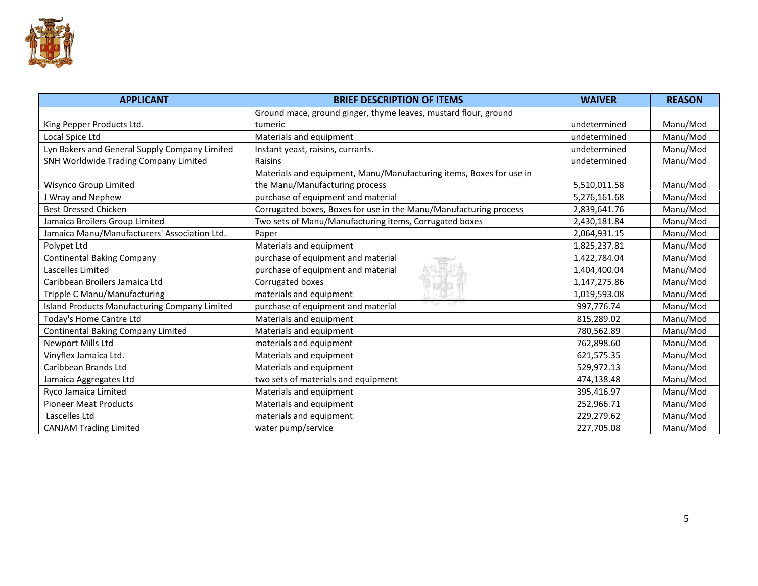| APPLICANT | BRIEF DESCRIPTION OF ITEMS | WAIVER | REASON |
|---|---|---|---|
| King Pepper Products Ltd. | Ground mace, ground ginger, thyme leaves, mustard flour, ground tumeric | undetermined | Manu/Mod |
| Local Spice Ltd | Materials and equipment | undetermined | Manu/Mod |
| Lyn Bakers and General Supply Company Limited | Instant yeast, raisins, currants. | undetermined | Manu/Mod |
| SNH Worldwide Trading Company Limited | Raisins | undetermined | Manu/Mod |
| Wisynco Group Limited | Materials and equipment, Manu/Manufacturing items, Boxes for use in the Manu/Manufacturing process | 5,510,011.58 | Manu/Mod |
| J Wray and Nephew | purchase of equipment and material | 5,276,161.68 | Manu/Mod |
| Best Dressed Chicken | Corrugated boxes, Boxes for use in the Manu/Manufacturing process | 2,839,641.76 | Manu/Mod |
| Jamaica Broilers Group Limited | Two sets of Manu/Manufacturing items, Corrugated boxes | 2,430,181.84 | Manu/Mod |
| Jamaica Manu/Manufacturers' Association Ltd. | Paper | 2,064,931.15 | Manu/Mod |
| Polypet Ltd | Materials and equipment | 1,825,237.81 | Manu/Mod |
| Continental Baking Company | purchase of equipment and material | 1,422,784.04 | Manu/Mod |
| Lascelles Limited | purchase of equipment and material | 1,404,400.04 | Manu/Mod |
| Caribbean Broilers Jamaica Ltd | Corrugated boxes | 1,147,275.86 | Manu/Mod |
| Tripple C Manu/Manufacturing | materials and equipment | 1,019,593.08 | Manu/Mod |
| Island Products Manufacturing Company Limited | purchase of equipment and material | 997,776.74 | Manu/Mod |
| Today's Home Cantre Ltd | Materials and equipment | 815,289.02 | Manu/Mod |
| Continental Baking Company Limited | Materials and equipment | 780,562.89 | Manu/Mod |
| Newport Mills Ltd | materials and equipment | 762,898.60 | Manu/Mod |
| Vinyflex Jamaica Ltd. | Materials and equipment | 621,575.35 | Manu/Mod |
| Caribbean Brands Ltd | Materials and equipment | 529,972.13 | Manu/Mod |
| Jamaica Aggregates Ltd | two sets of materials and equipment | 474,138.48 | Manu/Mod |
| Ryco Jamaica Limited | Materials and equipment | 395,416.97 | Manu/Mod |
| Pioneer Meat Products | Materials and equipment | 252,966.71 | Manu/Mod |
| Lascelles Ltd | materials and equipment | 229,279.62 | Manu/Mod |
| CANJAM Trading Limited | water pump/service | 227,705.08 | Manu/Mod |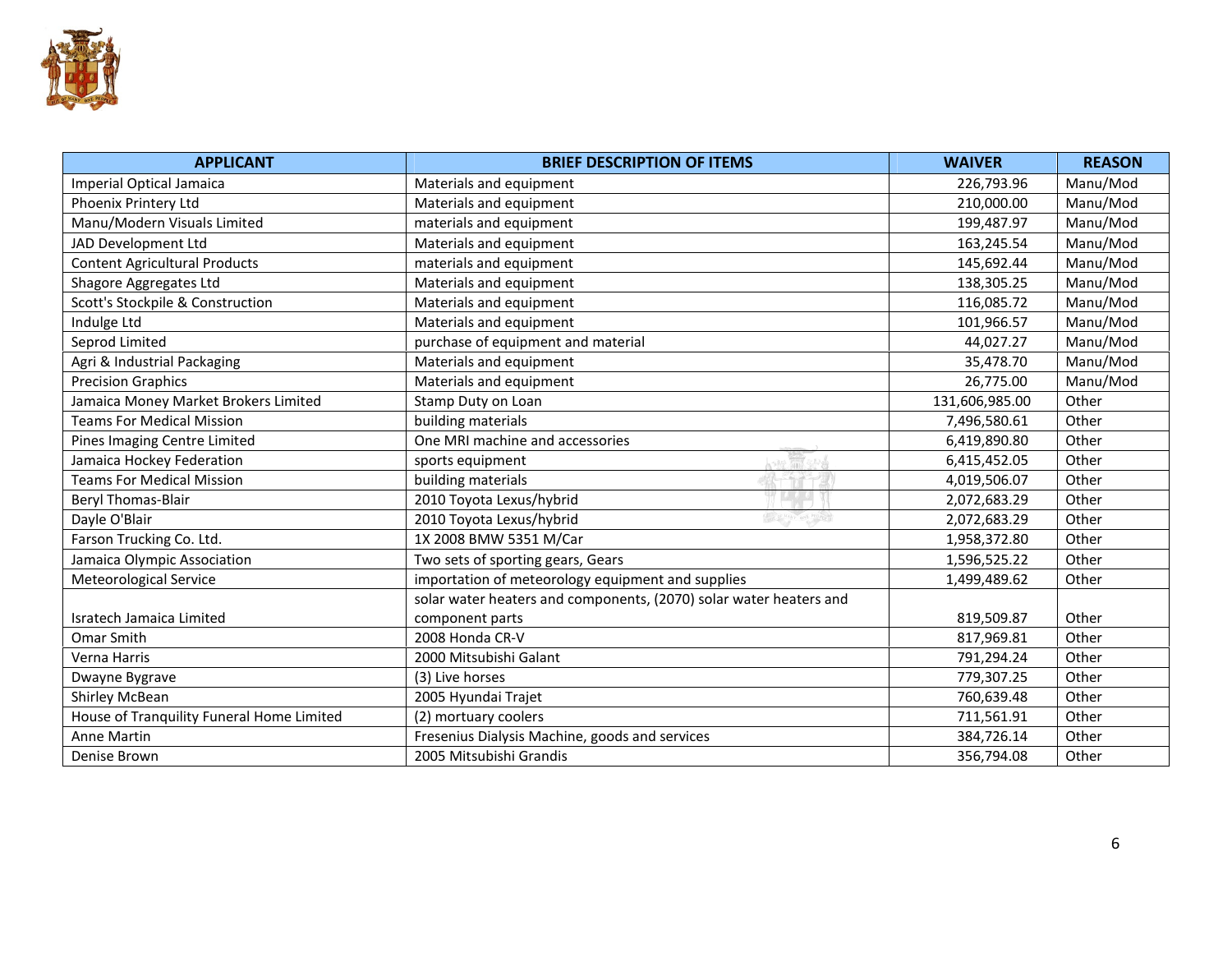| APPLICANT | BRIEF DESCRIPTION OF ITEMS | WAIVER | REASON |
|---|---|---|---|
| Imperial Optical Jamaica | Materials and equipment | 226,793.96 | Manu/Mod |
| Phoenix Printery Ltd | Materials and equipment | 210,000.00 | Manu/Mod |
| Manu/Modern Visuals Limited | materials and equipment | 199,487.97 | Manu/Mod |
| JAD Development Ltd | Materials and equipment | 163,245.54 | Manu/Mod |
| Content Agricultural Products | materials and equipment | 145,692.44 | Manu/Mod |
| Shagore Aggregates Ltd | Materials and equipment | 138,305.25 | Manu/Mod |
| Scott's Stockpile & Construction | Materials and equipment | 116,085.72 | Manu/Mod |
| Indulge Ltd | Materials and equipment | 101,966.57 | Manu/Mod |
| Seprod Limited | purchase of equipment and material | 44,027.27 | Manu/Mod |
| Agri & Industrial Packaging | Materials and equipment | 35,478.70 | Manu/Mod |
| Precision Graphics | Materials and equipment | 26,775.00 | Manu/Mod |
| Jamaica Money Market Brokers Limited | Stamp Duty on Loan | 131,606,985.00 | Other |
| Teams For Medical Mission | building materials | 7,496,580.61 | Other |
| Pines Imaging Centre Limited | One MRI machine and accessories | 6,419,890.80 | Other |
| Jamaica Hockey Federation | sports equipment | 6,415,452.05 | Other |
| Teams For Medical Mission | building materials | 4,019,506.07 | Other |
| Beryl Thomas-Blair | 2010 Toyota Lexus/hybrid | 2,072,683.29 | Other |
| Dayle O'Blair | 2010 Toyota Lexus/hybrid | 2,072,683.29 | Other |
| Farson Trucking Co. Ltd. | 1X 2008 BMW 5351 M/Car | 1,958,372.80 | Other |
| Jamaica Olympic Association | Two sets of sporting gears, Gears | 1,596,525.22 | Other |
| Meteorological Service | importation of meteorology equipment and supplies | 1,499,489.62 | Other |
| Isratech Jamaica Limited | solar water heaters and components, (2070) solar water heaters and component parts | 819,509.87 | Other |
| Omar Smith | 2008 Honda CR-V | 817,969.81 | Other |
| Verna Harris | 2000 Mitsubishi Galant | 791,294.24 | Other |
| Dwayne Bygrave | (3) Live horses | 779,307.25 | Other |
| Shirley McBean | 2005 Hyundai Trajet | 760,639.48 | Other |
| House of Tranquility Funeral Home Limited | (2) mortuary coolers | 711,561.91 | Other |
| Anne Martin | Fresenius Dialysis Machine, goods and services | 384,726.14 | Other |
| Denise Brown | 2005 Mitsubishi Grandis | 356,794.08 | Other |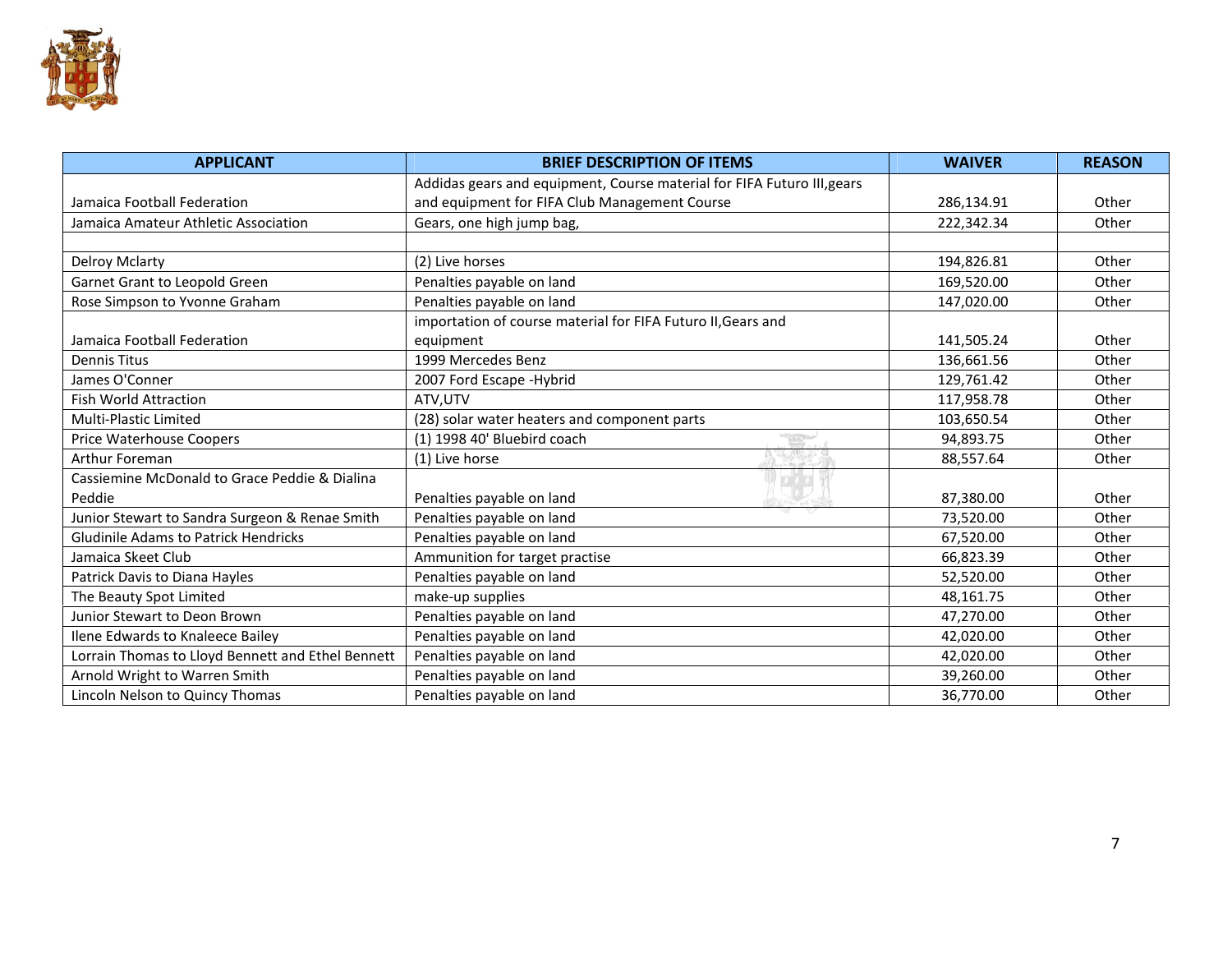| APPLICANT | BRIEF DESCRIPTION OF ITEMS | WAIVER | REASON |
| --- | --- | --- | --- |
| Jamaica Football Federation | Addidas gears and equipment, Course material for FIFA Futuro III,gears and equipment for FIFA Club Management Course | 286,134.91 | Other |
| Jamaica Amateur Athletic Association | Gears, one high jump bag, | 222,342.34 | Other |
| | | | |
| Delroy Mclarty | (2) Live horses | 194,826.81 | Other |
| Garnet Grant to Leopold Green | Penalties payable on land | 169,520.00 | Other |
| Rose Simpson to Yvonne Graham | Penalties payable on land | 147,020.00 | Other |
| Jamaica Football Federation | importation of course material for FIFA Futuro II,Gears and equipment | 141,505.24 | Other |
| Dennis Titus | 1999 Mercedes Benz | 136,661.56 | Other |
| James O'Conner | 2007 Ford Escape -Hybrid | 129,761.42 | Other |
| Fish World Attraction | ATV,UTV | 117,958.78 | Other |
| Multi-Plastic Limited | (28) solar water heaters and component parts | 103,650.54 | Other |
| Price Waterhouse Coopers | (1) 1998 40' Bluebird coach | 94,893.75 | Other |
| Arthur Foreman | (1) Live horse | 88,557.64 | Other |
| Cassiemine McDonald to Grace Peddie & Dialina Peddie | Penalties payable on land | 87,380.00 | Other |
| Junior Stewart to Sandra Surgeon & Renae Smith | Penalties payable on land | 73,520.00 | Other |
| Gludinile Adams to Patrick Hendricks | Penalties payable on land | 67,520.00 | Other |
| Jamaica Skeet Club | Ammunition for target practise | 66,823.39 | Other |
| Patrick Davis to Diana Hayles | Penalties payable on land | 52,520.00 | Other |
| The Beauty Spot Limited | make-up supplies | 48,161.75 | Other |
| Junior Stewart to Deon Brown | Penalties payable on land | 47,270.00 | Other |
| Ilene Edwards to Knaleece Bailey | Penalties payable on land | 42,020.00 | Other |
| Lorrain Thomas to Lloyd Bennett and Ethel Bennett | Penalties payable on land | 42,020.00 | Other |
| Arnold Wright to Warren Smith | Penalties payable on land | 39,260.00 | Other |
| Lincoln Nelson to Quincy Thomas | Penalties payable on land | 36,770.00 | Other |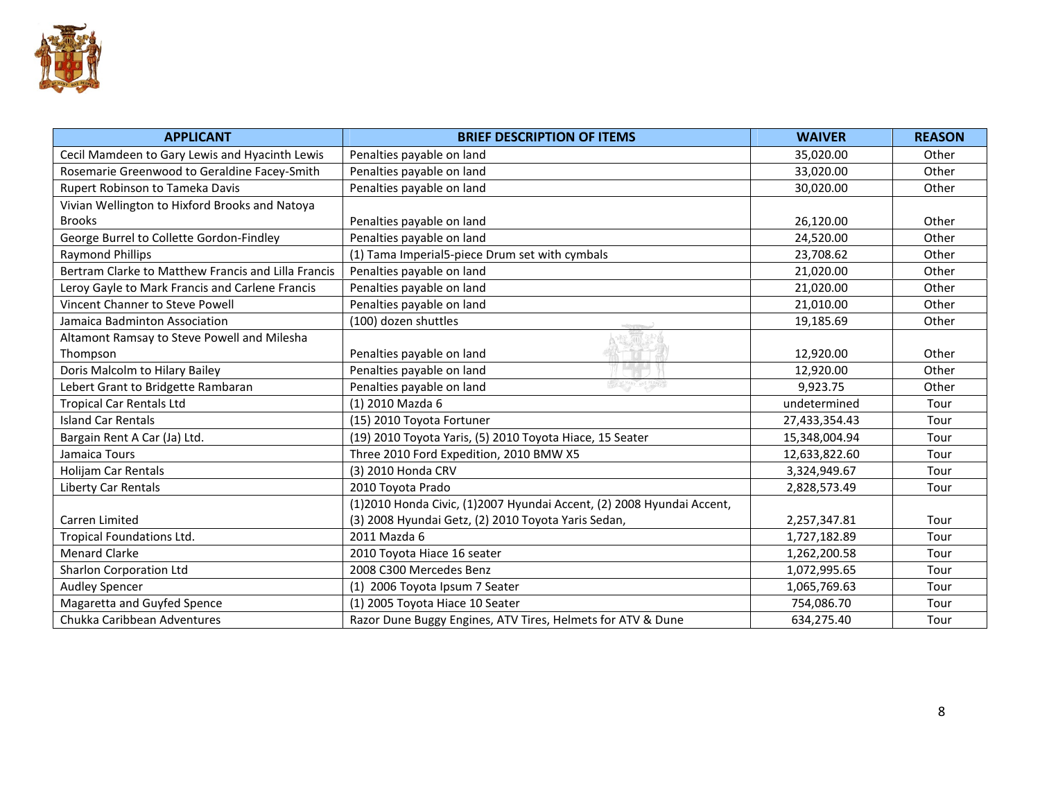| APPLICANT | BRIEF DESCRIPTION OF ITEMS | WAIVER | REASON |
|---|---|---|---|
| Cecil Mamdeen to Gary Lewis and Hyacinth Lewis | Penalties payable on land | 35,020.00 | Other |
| Rosemarie Greenwood to Geraldine Facey-Smith | Penalties payable on land | 33,020.00 | Other |
| Rupert Robinson to Tameka Davis | Penalties payable on land | 30,020.00 | Other |
| Vivian Wellington to Hixford Brooks and Natoya Brooks | Penalties payable on land | 26,120.00 | Other |
| George Burrel to Collette Gordon-Findley | Penalties payable on land | 24,520.00 | Other |
| Raymond Phillips | (1) Tama Imperial5-piece Drum set with cymbals | 23,708.62 | Other |
| Bertram Clarke to Matthew Francis and Lilla Francis | Penalties payable on land | 21,020.00 | Other |
| Leroy Gayle to Mark Francis and Carlene Francis | Penalties payable on land | 21,020.00 | Other |
| Vincent Channer to Steve Powell | Penalties payable on land | 21,010.00 | Other |
| Jamaica Badminton Association | (100) dozen shuttles | 19,185.69 | Other |
| Altamont Ramsay to Steve Powell and Milesha Thompson | Penalties payable on land | 12,920.00 | Other |
| Doris Malcolm to Hilary Bailey | Penalties payable on land | 12,920.00 | Other |
| Lebert Grant to Bridgette Rambaran | Penalties payable on land | 9,923.75 | Other |
| Tropical Car Rentals Ltd | (1) 2010 Mazda 6 | undetermined | Tour |
| Island Car Rentals | (15) 2010 Toyota Fortuner | 27,433,354.43 | Tour |
| Bargain Rent A Car (Ja) Ltd. | (19) 2010 Toyota Yaris, (5) 2010 Toyota Hiace, 15 Seater | 15,348,004.94 | Tour |
| Jamaica Tours | Three 2010 Ford Expedition, 2010 BMW X5 | 12,633,822.60 | Tour |
| Holijam Car Rentals | (3) 2010 Honda CRV | 3,324,949.67 | Tour |
| Liberty Car Rentals | 2010 Toyota Prado | 2,828,573.49 | Tour |
| Carren Limited | (1)2010 Honda Civic, (1)2007 Hyundai Accent, (2) 2008 Hyundai Accent, (3) 2008 Hyundai Getz, (2) 2010 Toyota Yaris Sedan, | 2,257,347.81 | Tour |
| Tropical Foundations Ltd. | 2011 Mazda 6 | 1,727,182.89 | Tour |
| Menard Clarke | 2010 Toyota Hiace 16 seater | 1,262,200.58 | Tour |
| Sharlon Corporation Ltd | 2008 C300 Mercedes Benz | 1,072,995.65 | Tour |
| Audley Spencer | (1) 2006 Toyota Ipsum 7 Seater | 1,065,769.63 | Tour |
| Magaretta and Guyfed Spence | (1) 2005 Toyota Hiace 10 Seater | 754,086.70 | Tour |
| Chukka Caribbean Adventures | Razor Dune Buggy Engines, ATV Tires, Helmets for ATV & Dune | 634,275.40 | Tour |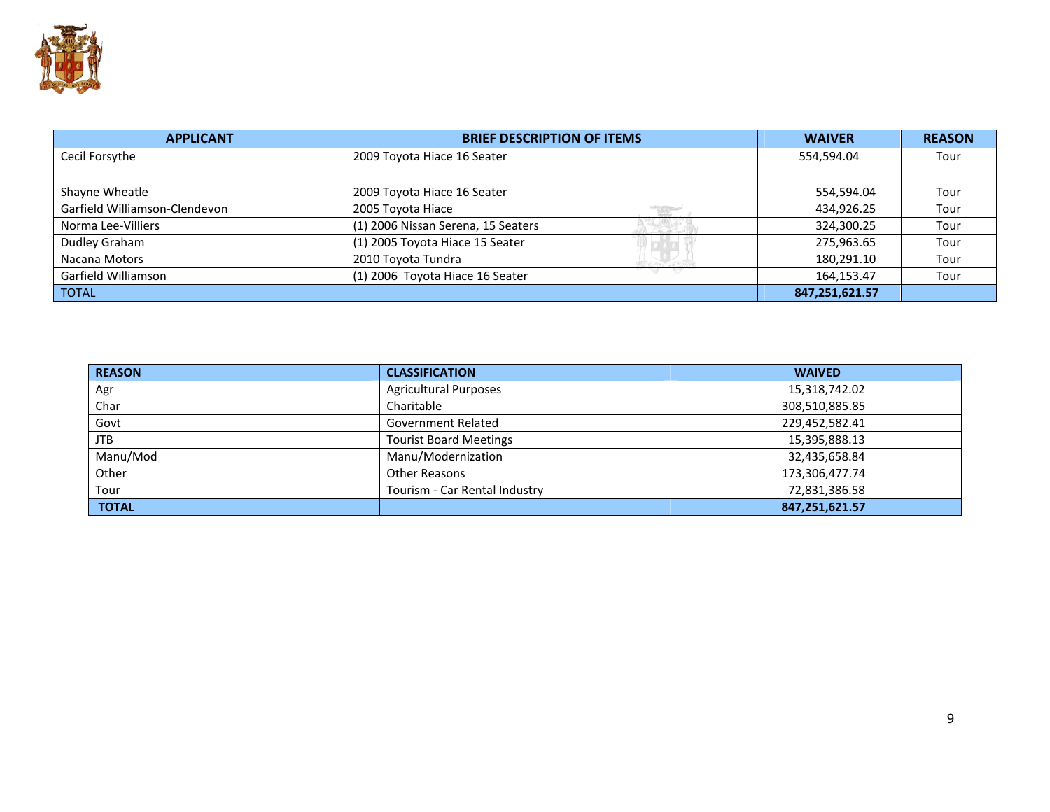| APPLICANT | BRIEF DESCRIPTION OF ITEMS | WAIVER | REASON |
|---|---|---|---|
| Cecil Forsythe | 2009 Toyota Hiace 16 Seater | 554,594.04 | Tour |
| | | | |
| Shayne Wheatle | 2009 Toyota Hiace 16 Seater | 554,594.04 | Tour |
| Garfield Williamson-Clendevon | 2005 Toyota Hiace | 434,926.25 | Tour |
| Norma Lee-Villiers | (1) 2006 Nissan Serena, 15 Seaters | 324,300.25 | Tour |
| Dudley Graham | (1) 2005 Toyota Hiace 15 Seater | 275,963.65 | Tour |
| Nacana Motors | 2010 Toyota Tundra | 180,291.10 | Tour |
| Garfield Williamson | (1) 2006 Toyota Hiace 16 Seater | 164,153.47 | Tour |
| TOTAL | | **847,251,621.57** | |

| REASON | CLASSIFICATION | WAIVED |
|---|---|---|
| Agr | Agricultural Purposes | 15,318,742.02 |
| Char | Charitable | 308,510,885.85 |
| Govt | Government Related | 229,452,582.41 |
| JTB | Tourist Board Meetings | 15,395,888.13 |
| Manu/Mod | Manu/Modernization | 32,435,658.84 |
| Other | Other Reasons | 173,306,477.74 |
| Tour | Tourism - Car Rental Industry | 72,831,386.58 |
| **TOTAL** | | **847,251,621.57** |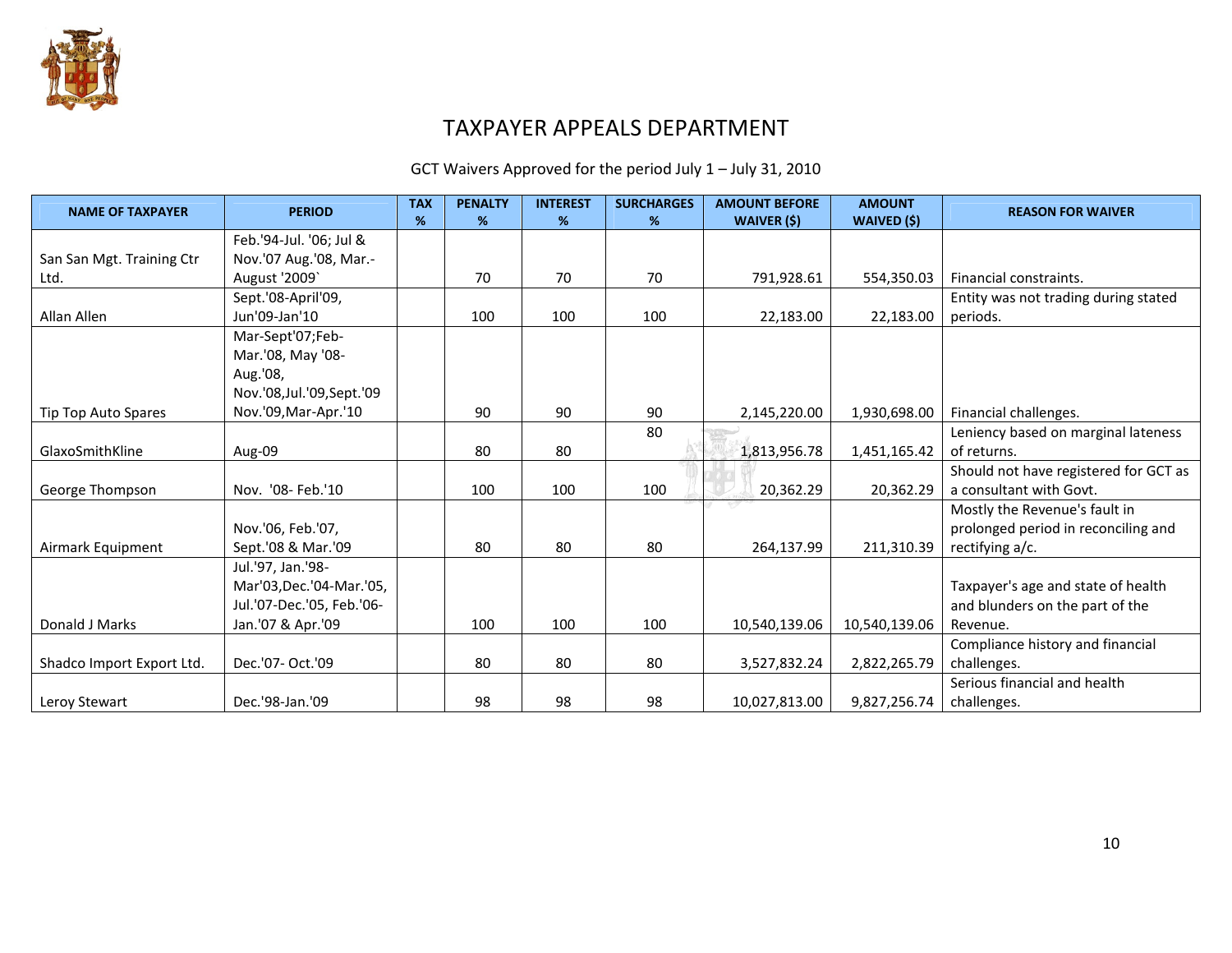# TAXPAYER APPEALS DEPARTMENT

GCT Waivers Approved for the period July 1 – July 31, 2010

| NAME OF TAXPAYER | PERIOD | TAX % | PENALTY % | INTEREST % | SURCHARGES % | AMOUNT BEFORE WAIVER ($) | AMOUNT WAIVED ($) | REASON FOR WAIVER |
|---|---|---|---|---|---|---|---|---|
| San San Mgt. Training Ctr Ltd. | Feb.'94-Jul. '06; Jul & Nov.'07 Aug.'08, Mar.-August '2009` | | 70 | 70 | 70 | 791,928.61 | 554,350.03 | Financial constraints. |
| Allan Allen | Sept.'08-April'09, Jun'09-Jan'10 | | 100 | 100 | 100 | 22,183.00 | 22,183.00 | Entity was not trading during stated periods. |
| Tip Top Auto Spares | Mar-Sept'07;Feb-Mar.'08, May '08-Aug.'08, Nov.'08,Jul.'09,Sept.'09 Nov.'09,Mar-Apr.'10 | | 90 | 90 | 90 | 2,145,220.00 | 1,930,698.00 | Financial challenges. |
| GlaxoSmithKline | Aug-09 | | 80 | 80 | 80 | 1,813,956.78 | 1,451,165.42 | Leniency based on marginal lateness of returns. |
| George Thompson | Nov. '08- Feb.'10 | | 100 | 100 | 100 | 20,362.29 | 20,362.29 | Should not have registered for GCT as a consultant with Govt. |
| Airmark Equipment | Nov.'06, Feb.'07, Sept.'08 & Mar.'09 | | 80 | 80 | 80 | 264,137.99 | 211,310.39 | Mostly the Revenue's fault in prolonged period in reconciling and rectifying a/c. |
| Donald J Marks | Jul.'97, Jan.'98-Mar'03,Dec.'04-Mar.'05, Jul.'07-Dec.'05, Feb.'06-Jan.'07 & Apr.'09 | | 100 | 100 | 100 | 10,540,139.06 | 10,540,139.06 | Taxpayer's age and state of health and blunders on the part of the Revenue. |
| Shadco Import Export Ltd. | Dec.'07- Oct.'09 | | 80 | 80 | 80 | 3,527,832.24 | 2,822,265.79 | Compliance history and financial challenges. |
| Leroy Stewart | Dec.'98-Jan.'09 | | 98 | 98 | 98 | 10,027,813.00 | 9,827,256.74 | Serious financial and health challenges. |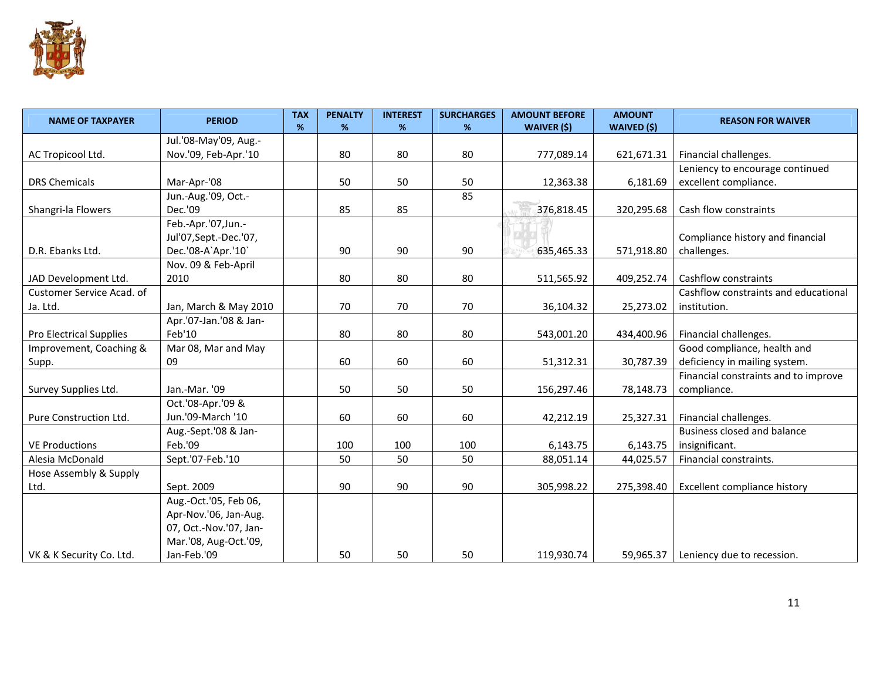| NAME OF TAXPAYER | PERIOD | TAX % | PENALTY % | INTEREST % | SURCHARGES % | AMOUNT BEFORE WAIVER ($) | AMOUNT WAIVED ($) | REASON FOR WAIVER |
|---|---|---|---|---|---|---|---|---|
| AC Tropicool Ltd. | Jul.'08-May'09, Aug.-Nov.'09, Feb-Apr.'10 | | 80 | 80 | 80 | 777,089.14 | 621,671.31 | Financial challenges. |
| DRS Chemicals | Mar-Apr-'08 | | 50 | 50 | 50 | 12,363.38 | 6,181.69 | Leniency to encourage continued excellent compliance. |
| Shangri-la Flowers | Jun.-Aug.'09, Oct.-Dec.'09 | | 85 | 85 | 85 | 376,818.45 | 320,295.68 | Cash flow constraints |
| D.R. Ebanks Ltd. | Feb.-Apr.'07,Jun.-Jul'07,Sept.-Dec.'07, Dec.'08-A`Apr.'10` | | 90 | 90 | 90 | 635,465.33 | 571,918.80 | Compliance history and financial challenges. |
| JAD Development Ltd. | Nov. 09 & Feb-April 2010 | | 80 | 80 | 80 | 511,565.92 | 409,252.74 | Cashflow constraints |
| Customer Service Acad. of Ja. Ltd. | Jan, March & May 2010 | | 70 | 70 | 70 | 36,104.32 | 25,273.02 | Cashflow constraints and educational institution. |
| Pro Electrical Supplies | Apr.'07-Jan.'08 & Jan-Feb'10 | | 80 | 80 | 80 | 543,001.20 | 434,400.96 | Financial challenges. |
| Improvement, Coaching & Supp. | Mar 08, Mar and May 09 | | 60 | 60 | 60 | 51,312.31 | 30,787.39 | Good compliance, health and deficiency in mailing system. |
| Survey Supplies Ltd. | Jan.-Mar. '09 | | 50 | 50 | 50 | 156,297.46 | 78,148.73 | Financial constraints and to improve compliance. |
| Pure Construction Ltd. | Oct.'08-Apr.'09 & Jun.'09-March '10 | | 60 | 60 | 60 | 42,212.19 | 25,327.31 | Financial challenges. |
| VE Productions | Aug.-Sept.'08 & Jan-Feb.'09 | | 100 | 100 | 100 | 6,143.75 | 6,143.75 | Business closed and balance insignificant. |
| Alesia McDonald | Sept.'07-Feb.'10 | | 50 | 50 | 50 | 88,051.14 | 44,025.57 | Financial constraints. |
| Hose Assembly & Supply Ltd. | Sept. 2009 | | 90 | 90 | 90 | 305,998.22 | 275,398.40 | Excellent compliance history |
| VK & K Security Co. Ltd. | Aug.-Oct.'05, Feb 06, Apr-Nov.'06, Jan-Aug. 07, Oct.-Nov.'07, Jan-Mar.'08, Aug-Oct.'09, Jan-Feb.'09 | | 50 | 50 | 50 | 119,930.74 | 59,965.37 | Leniency due to recession. |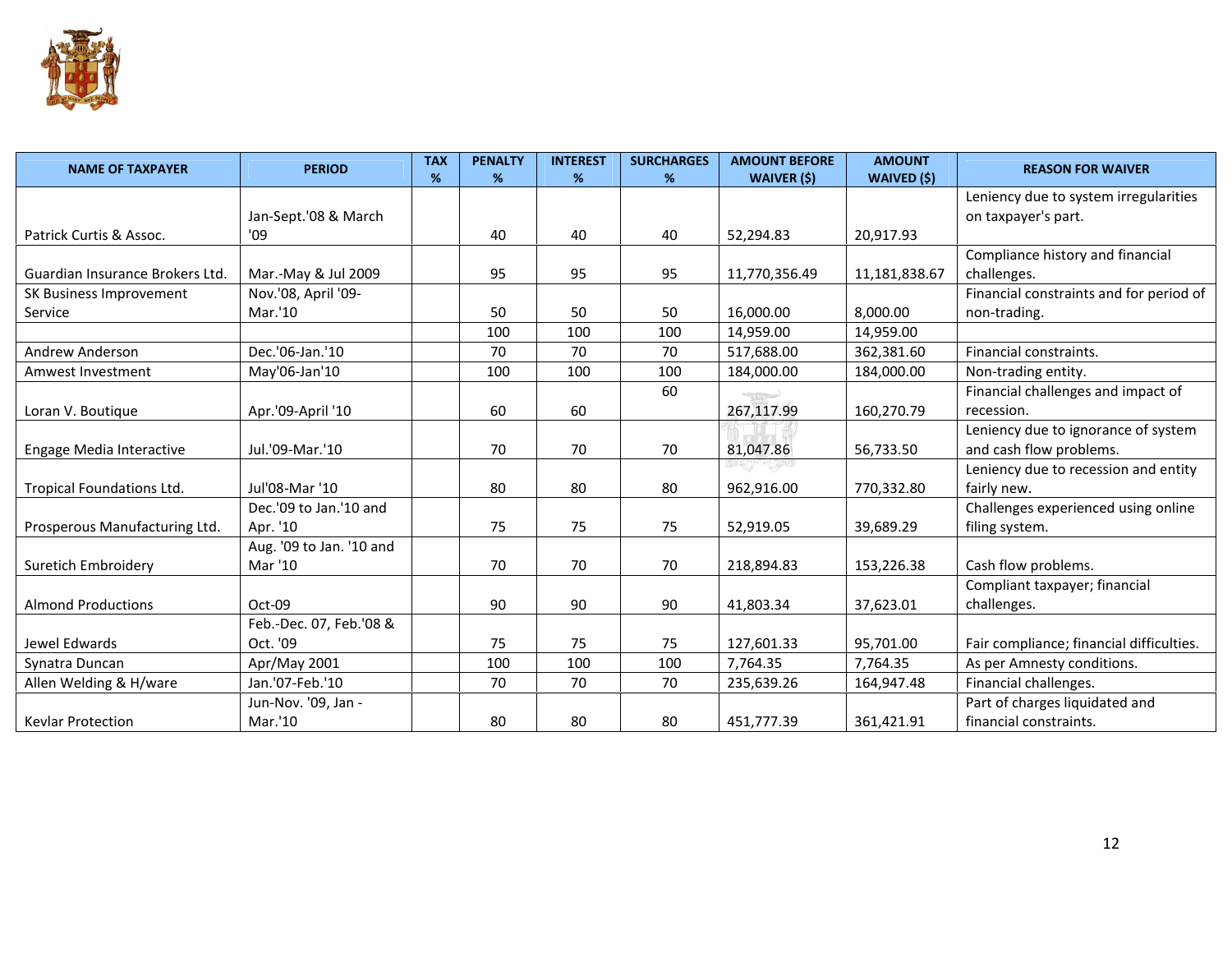| NAME OF TAXPAYER | PERIOD | TAX % | PENALTY % | INTEREST % | SURCHARGES % | AMOUNT BEFORE WAIVER ($) | AMOUNT WAIVED ($) | REASON FOR WAIVER |
|---|---|---|---|---|---|---|---|---|
| Patrick Curtis & Assoc. | Jan-Sept.'08 & March '09 | | 40 | 40 | 40 | 52,294.83 | 20,917.93 | Leniency due to system irregularities on taxpayer's part. |
| Guardian Insurance Brokers Ltd. | Mar.-May & Jul 2009 | | 95 | 95 | 95 | 11,770,356.49 | 11,181,838.67 | Compliance history and financial challenges. |
| SK Business Improvement Service | Nov.'08, April '09-Mar.'10 | | 50 | 50 | 50 | 16,000.00 | 8,000.00 | Financial constraints and for period of non-trading. |
| | | | 100 | 100 | 100 | 14,959.00 | 14,959.00 | |
| Andrew Anderson | Dec.'06-Jan.'10 | | 70 | 70 | 70 | 517,688.00 | 362,381.60 | Financial constraints. |
| Amwest Investment | May'06-Jan'10 | | 100 | 100 | 100 | 184,000.00 | 184,000.00 | Non-trading entity. |
| Loran V. Boutique | Apr.'09-April '10 | | 60 | 60 | 60 | 267,117.99 | 160,270.79 | Financial challenges and impact of recession. |
| Engage Media Interactive | Jul.'09-Mar.'10 | | 70 | 70 | 70 | 81,047.86 | 56,733.50 | Leniency due to ignorance of system and cash flow problems. |
| Tropical Foundations Ltd. | Jul'08-Mar '10 | | 80 | 80 | 80 | 962,916.00 | 770,332.80 | Leniency due to recession and entity fairly new. |
| Prosperous Manufacturing Ltd. | Dec.'09 to Jan.'10 and Apr. '10 | | 75 | 75 | 75 | 52,919.05 | 39,689.29 | Challenges experienced using online filing system. |
| Suretich Embroidery | Aug. '09 to Jan. '10 and Mar '10 | | 70 | 70 | 70 | 218,894.83 | 153,226.38 | Cash flow problems. |
| Almond Productions | Oct-09 | | 90 | 90 | 90 | 41,803.34 | 37,623.01 | Compliant taxpayer; financial challenges. |
| Jewel Edwards | Feb.-Dec. 07, Feb.'08 & Oct. '09 | | 75 | 75 | 75 | 127,601.33 | 95,701.00 | Fair compliance; financial difficulties. |
| Synatra Duncan | Apr/May 2001 | | 100 | 100 | 100 | 7,764.35 | 7,764.35 | As per Amnesty conditions. |
| Allen Welding & H/ware | Jan.'07-Feb.'10 | | 70 | 70 | 70 | 235,639.26 | 164,947.48 | Financial challenges. |
| Kevlar Protection | Jun-Nov. '09, Jan - Mar.'10 | | 80 | 80 | 80 | 451,777.39 | 361,421.91 | Part of charges liquidated and financial constraints. |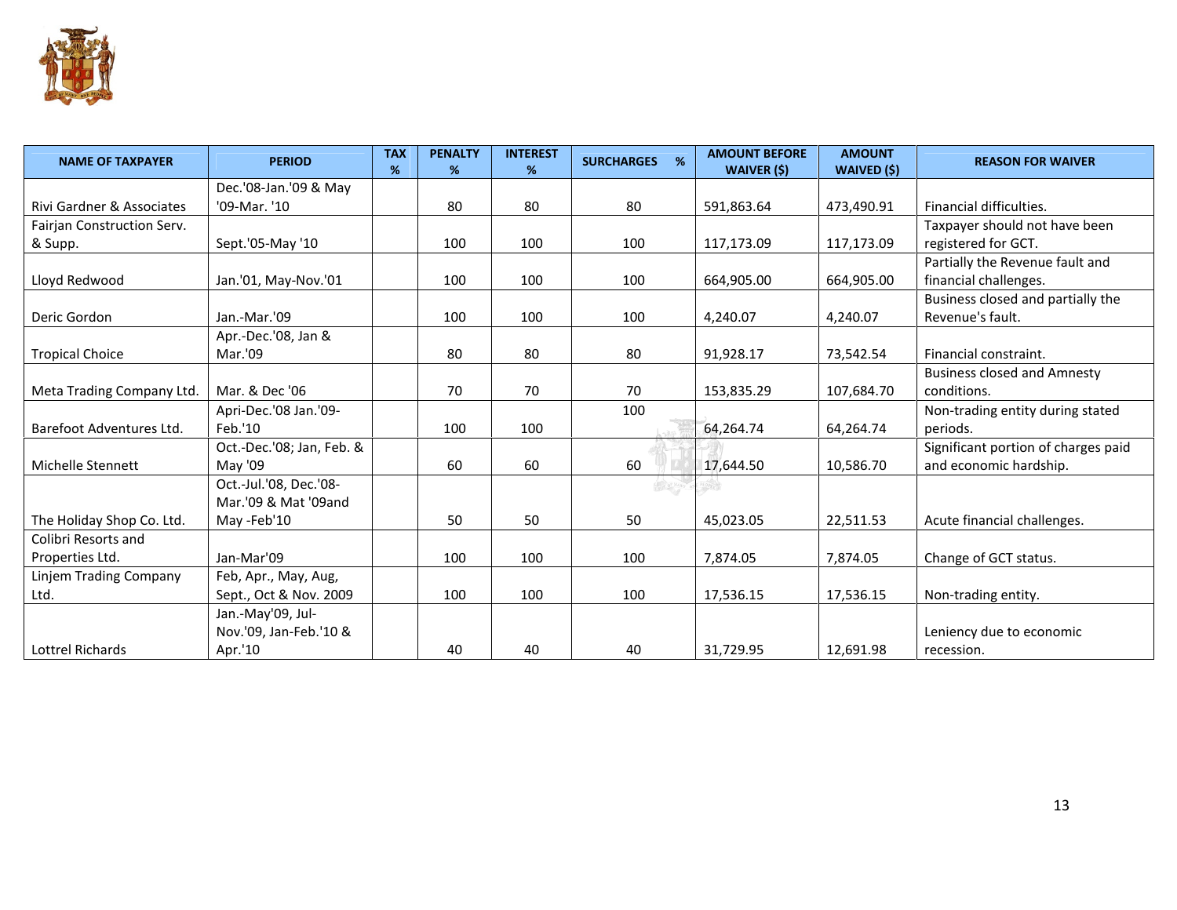| NAME OF TAXPAYER | PERIOD | TAX % | PENALTY % | INTEREST % | SURCHARGES % | AMOUNT BEFORE WAIVER ($) | AMOUNT WAIVED ($) | REASON FOR WAIVER |
|---|---|---|---|---|---|---|---|---|
| Rivi Gardner & Associates | Dec.'08-Jan.'09 & May '09-Mar. '10 | | 80 | 80 | 80 | 591,863.64 | 473,490.91 | Financial difficulties. |
| Fairjan Construction Serv. & Supp. | Sept.'05-May '10 | | 100 | 100 | 100 | 117,173.09 | 117,173.09 | Taxpayer should not have been registered for GCT. |
| Lloyd Redwood | Jan.'01, May-Nov.'01 | | 100 | 100 | 100 | 664,905.00 | 664,905.00 | Partially the Revenue fault and financial challenges. |
| Deric Gordon | Jan.-Mar.'09 | | 100 | 100 | 100 | 4,240.07 | 4,240.07 | Business closed and partially the Revenue's fault. |
| Tropical Choice | Apr.-Dec.'08, Jan & Mar.'09 | | 80 | 80 | 80 | 91,928.17 | 73,542.54 | Financial constraint. |
| Meta Trading Company Ltd. | Mar. & Dec '06 | | 70 | 70 | 70 | 153,835.29 | 107,684.70 | Business closed and Amnesty conditions. |
| Barefoot Adventures Ltd. | Apri-Dec.'08 Jan.'09-Feb.'10 | | 100 | 100 | 100 | 64,264.74 | 64,264.74 | Non-trading entity during stated periods. |
| Michelle Stennett | Oct.-Dec.'08; Jan, Feb. & May '09 | | 60 | 60 | 60 | 17,644.50 | 10,586.70 | Significant portion of charges paid and economic hardship. |
| The Holiday Shop Co. Ltd. | Oct.-Jul.'08, Dec.'08-Mar.'09 & Mat '09and May -Feb'10 | | 50 | 50 | 50 | 45,023.05 | 22,511.53 | Acute financial challenges. |
| Colibri Resorts and Properties Ltd. | Jan-Mar'09 | | 100 | 100 | 100 | 7,874.05 | 7,874.05 | Change of GCT status. |
| Linjem Trading Company Ltd. | Feb, Apr., May, Aug, Sept., Oct & Nov. 2009 | | 100 | 100 | 100 | 17,536.15 | 17,536.15 | Non-trading entity. |
| Lottrel Richards | Jan.-May'09, Jul-Nov.'09, Jan-Feb.'10 & Apr.'10 | | 40 | 40 | 40 | 31,729.95 | 12,691.98 | Leniency due to economic recession. |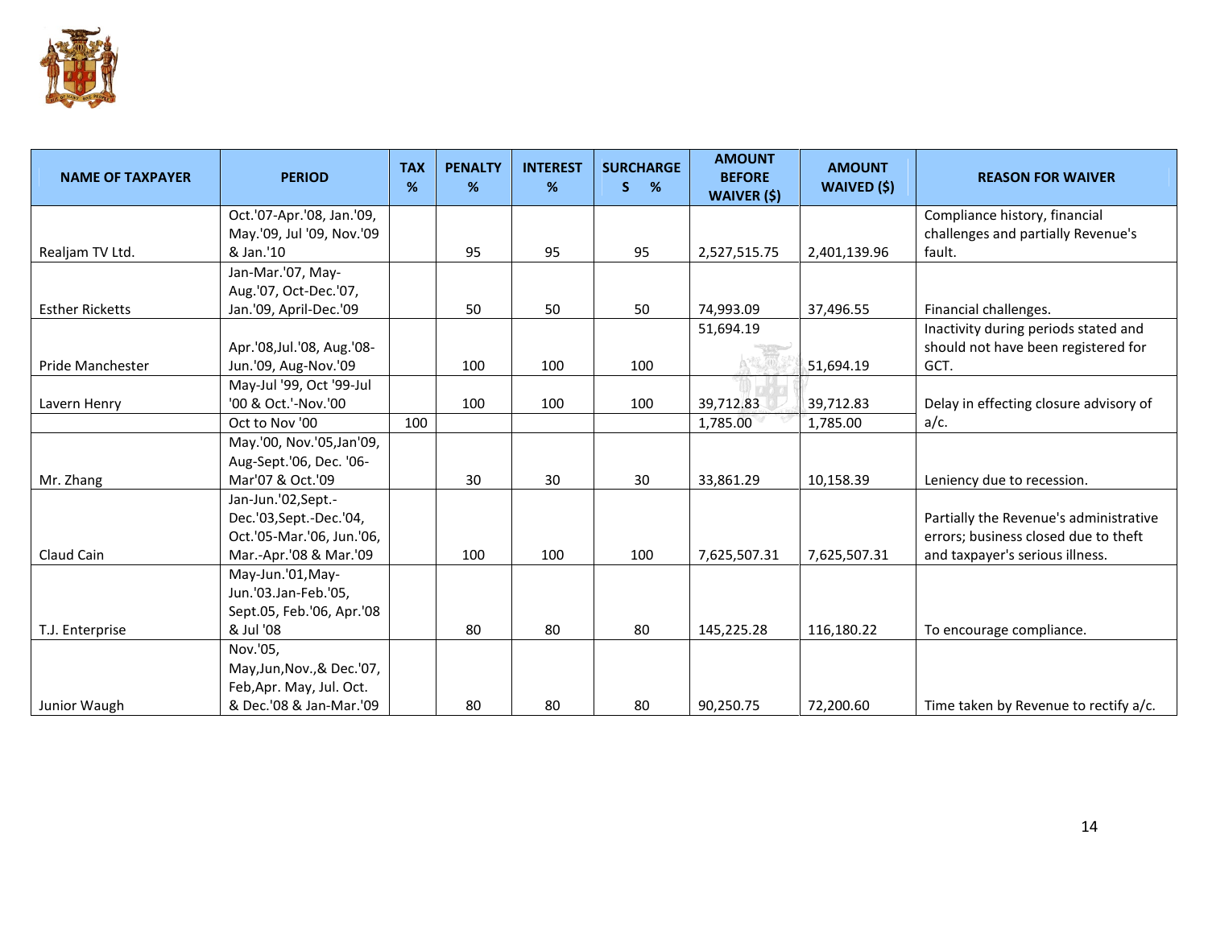| NAME OF TAXPAYER | PERIOD | TAX % | PENALTY % | INTEREST % | SURCHARGES % | AMOUNT BEFORE WAIVER ($) | AMOUNT WAIVED ($) | REASON FOR WAIVER |
|---|---|---|---|---|---|---|---|---|
| Realjam TV Ltd. | Oct.'07-Apr.'08, Jan.'09, May.'09, Jul '09, Nov.'09 & Jan.'10 | | 95 | 95 | 95 | 2,527,515.75 | 2,401,139.96 | Compliance history, financial challenges and partially Revenue's fault. |
| Esther Ricketts | Jan-Mar.'07, May-Aug.'07, Oct-Dec.'07, Jan.'09, April-Dec.'09 | | 50 | 50 | 50 | 74,993.09 | 37,496.55 | Financial challenges. |
| Pride Manchester | Apr.'08,Jul.'08, Aug.'08-Jun.'09, Aug-Nov.'09 | | 100 | 100 | 100 | 51,694.19 | 51,694.19 | Inactivity during periods stated and should not have been registered for GCT. |
| Lavern Henry | May-Jul '99, Oct '99-Jul '00 & Oct.'-Nov.'00 | | 100 | 100 | 100 | 39,712.83 | 39,712.83 | Delay in effecting closure advisory of a/c. |
| | Oct to Nov '00 | 100 | | | | 1,785.00 | 1,785.00 | |
| Mr. Zhang | May.'00, Nov.'05,Jan'09, Aug-Sept.'06, Dec. '06-Mar'07 & Oct.'09 | | 30 | 30 | 30 | 33,861.29 | 10,158.39 | Leniency due to recession. |
| Claud Cain | Jan-Jun.'02,Sept.-Dec.'03,Sept.-Dec.'04, Oct.'05-Mar.'06, Jun.'06, Mar.-Apr.'08 & Mar.'09 | | 100 | 100 | 100 | 7,625,507.31 | 7,625,507.31 | Partially the Revenue's administrative errors; business closed due to theft and taxpayer's serious illness. |
| T.J. Enterprise | May-Jun.'01,May-Jun.'03.Jan-Feb.'05, Sept.05, Feb.'06, Apr.'08 & Jul '08 | | 80 | 80 | 80 | 145,225.28 | 116,180.22 | To encourage compliance. |
| Junior Waugh | Nov.'05, May,Jun,Nov.,& Dec.'07, Feb,Apr. May, Jul. Oct. & Dec.'08 & Jan-Mar.'09 | | 80 | 80 | 80 | 90,250.75 | 72,200.60 | Time taken by Revenue to rectify a/c. |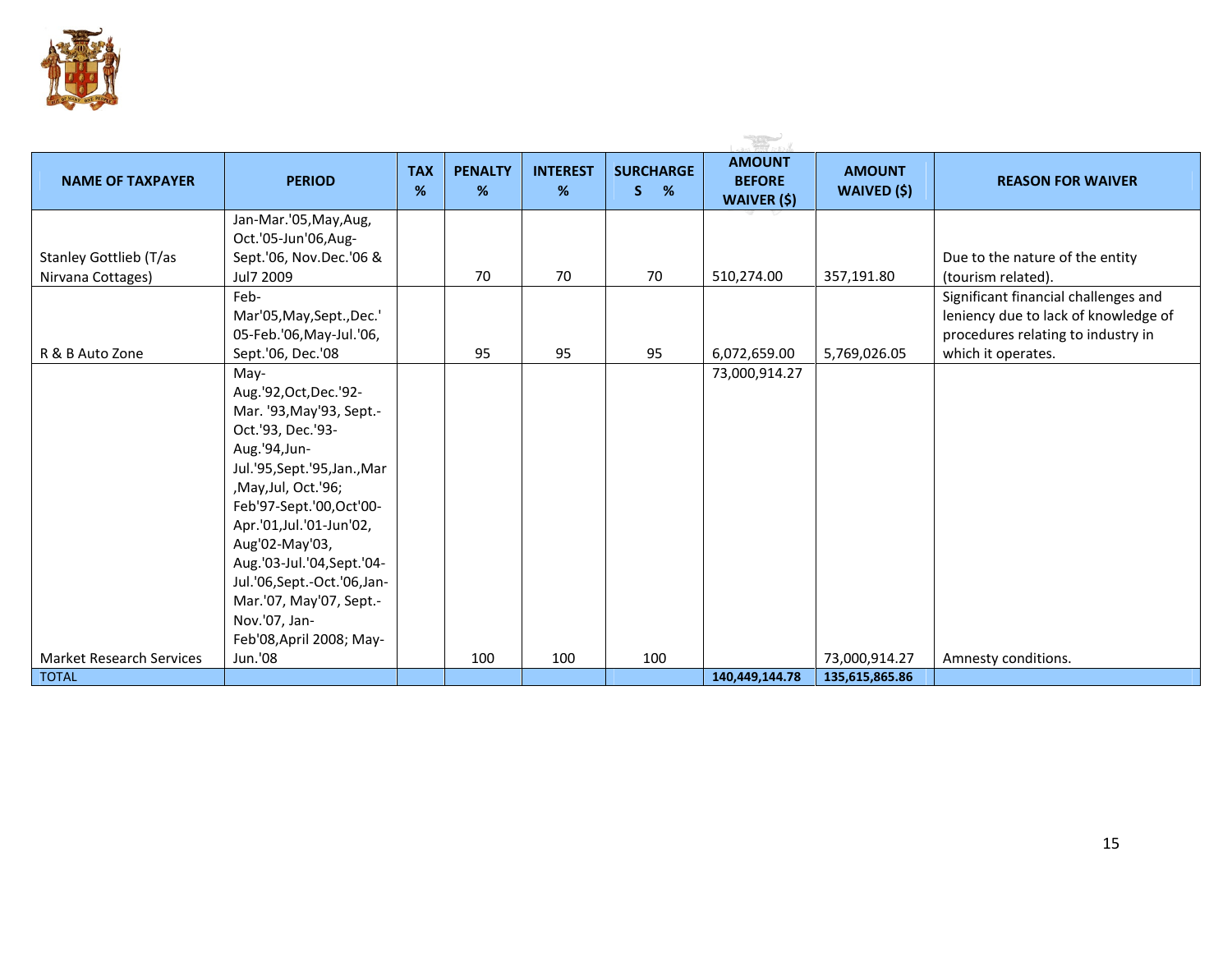| NAME OF TAXPAYER | PERIOD | TAX % | PENALTY % | INTEREST % | SURCHARGES % | AMOUNT BEFORE WAIVER ($) | AMOUNT WAIVED ($) | REASON FOR WAIVER |
|---|---|---|---|---|---|---|---|---|
| Stanley Gottlieb (T/as Nirvana Cottages) | Jan-Mar.'05,May,Aug, Oct.'05-Jun'06,Aug-Sept.'06, Nov.Dec.'06 & Jul7 2009 | | 70 | 70 | 70 | 510,274.00 | 357,191.80 | Due to the nature of the entity (tourism related). |
| R & B Auto Zone | Feb-Mar'05,May,Sept.,Dec.' 05-Feb.'06,May-Jul.'06, Sept.'06, Dec.'08 | | 95 | 95 | 95 | 6,072,659.00 | 5,769,026.05 | Significant financial challenges and leniency due to lack of knowledge of procedures relating to industry in which it operates. |
| Market Research Services | May-Aug.'92,Oct,Dec.'92-Mar. '93,May'93, Sept.-Oct.'93, Dec.'93-Aug.'94,Jun-Jul.'95,Sept.'95,Jan.,Mar,May,Jul, Oct.'96; Feb'97-Sept.'00,Oct'00-Apr.'01,Jul.'01-Jun'02, Aug'02-May'03, Aug.'03-Jul.'04,Sept.'04-Jul.'06,Sept.-Oct.'06,Jan-Mar.'07, May'07, Sept.-Nov.'07, Jan-Feb'08,April 2008; May-Jun.'08 | | 100 | 100 | 100 | 73,000,914.27 | 73,000,914.27 | Amnesty conditions. |
| TOTAL | | | | | | **140,449,144.78** | **135,615,865.86** | |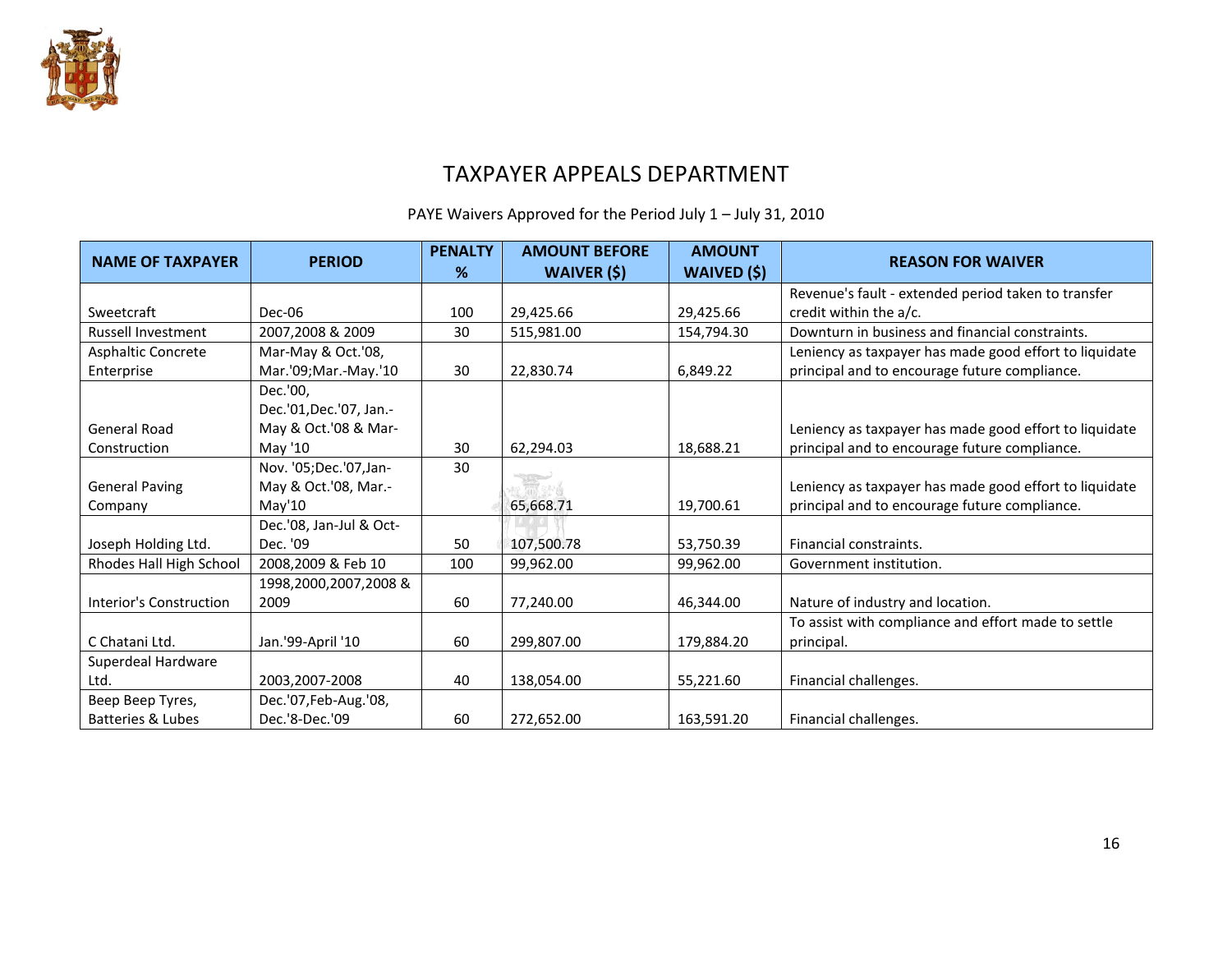# TAXPAYER APPEALS DEPARTMENT

PAYE Waivers Approved for the Period July 1 – July 31, 2010

| NAME OF TAXPAYER | PERIOD | PENALTY % | AMOUNT BEFORE WAIVER ($) | AMOUNT WAIVED ($) | REASON FOR WAIVER |
|---|---|---|---|---|---|
| Sweetcraft | Dec-06 | 100 | 29,425.66 | 29,425.66 | Revenue's fault - extended period taken to transfer credit within the a/c. |
| Russell Investment | 2007,2008 & 2009 | 30 | 515,981.00 | 154,794.30 | Downturn in business and financial constraints. |
| Asphaltic Concrete Enterprise | Mar-May & Oct.'08, Mar.'09;Mar.-May.'10 | 30 | 22,830.74 | 6,849.22 | Leniency as taxpayer has made good effort to liquidate principal and to encourage future compliance. |
| General Road Construction | Dec.'00, Dec.'01,Dec.'07, Jan.-May & Oct.'08 & Mar-May '10 | 30 | 62,294.03 | 18,688.21 | Leniency as taxpayer has made good effort to liquidate principal and to encourage future compliance. |
| General Paving Company | Nov. '05;Dec.'07,Jan-May & Oct.'08, Mar.-May'10 | 30 | 65,668.71 | 19,700.61 | Leniency as taxpayer has made good effort to liquidate principal and to encourage future compliance. |
| Joseph Holding Ltd. | Dec.'08, Jan-Jul & Oct-Dec. '09 | 50 | 107,500.78 | 53,750.39 | Financial constraints. |
| Rhodes Hall High School | 2008,2009 & Feb 10 | 100 | 99,962.00 | 99,962.00 | Government institution. |
| Interior's Construction | 1998,2000,2007,2008 & 2009 | 60 | 77,240.00 | 46,344.00 | Nature of industry and location. |
| C Chatani Ltd. | Jan.'99-April '10 | 60 | 299,807.00 | 179,884.20 | To assist with compliance and effort made to settle principal. |
| Superdeal Hardware Ltd. | 2003,2007-2008 | 40 | 138,054.00 | 55,221.60 | Financial challenges. |
| Beep Beep Tyres, Batteries & Lubes | Dec.'07,Feb-Aug.'08, Dec.'8-Dec.'09 | 60 | 272,652.00 | 163,591.20 | Financial challenges. |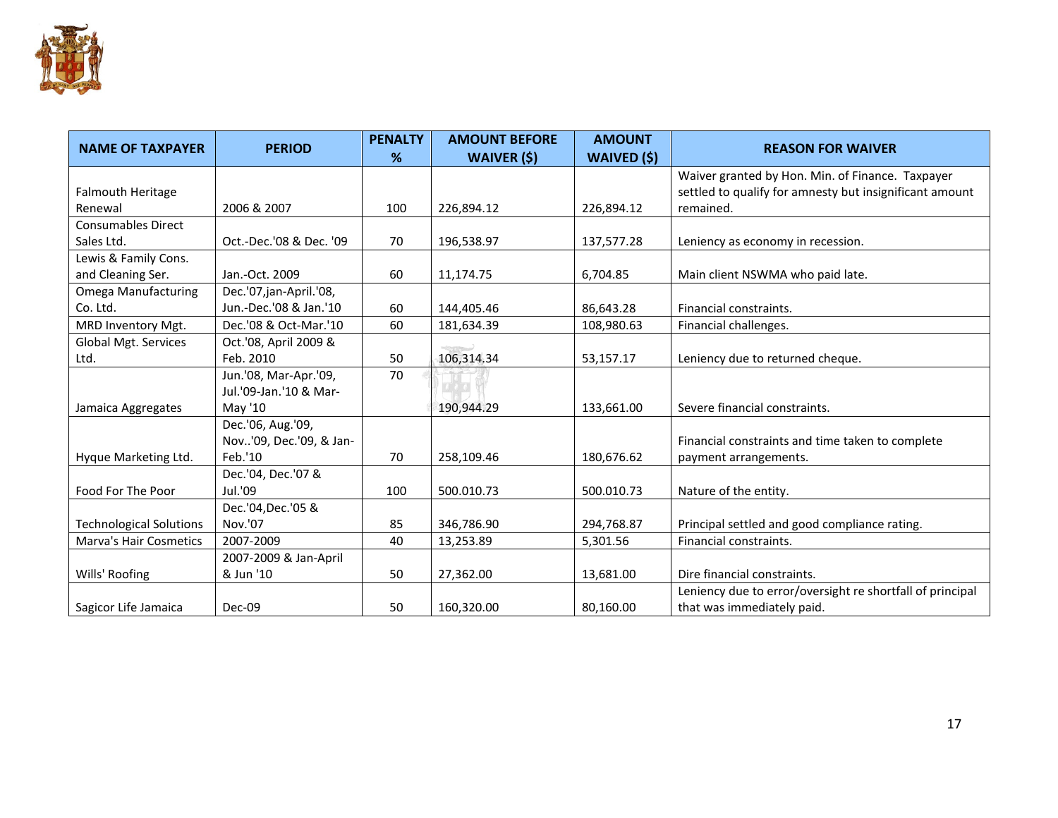| NAME OF TAXPAYER | PERIOD | PENALTY % | AMOUNT BEFORE WAIVER ($) | AMOUNT WAIVED ($) | REASON FOR WAIVER |
|---|---|---|---|---|---|
| Falmouth Heritage Renewal | 2006 & 2007 | 100 | 226,894.12 | 226,894.12 | Waiver granted by Hon. Min. of Finance. Taxpayer settled to qualify for amnesty but insignificant amount remained. |
| Consumables Direct Sales Ltd. | Oct.-Dec.'08 & Dec. '09 | 70 | 196,538.97 | 137,577.28 | Leniency as economy in recession. |
| Lewis & Family Cons. and Cleaning Ser. | Jan.-Oct. 2009 | 60 | 11,174.75 | 6,704.85 | Main client NSWMA who paid late. |
| Omega Manufacturing Co. Ltd. | Dec.'07,jan-April.'08, Jun.-Dec.'08 & Jan.'10 | 60 | 144,405.46 | 86,643.28 | Financial constraints. |
| MRD Inventory Mgt. | Dec.'08 & Oct-Mar.'10 | 60 | 181,634.39 | 108,980.63 | Financial challenges. |
| Global Mgt. Services Ltd. | Oct.'08, April 2009 & Feb. 2010 | 50 | 106,314.34 | 53,157.17 | Leniency due to returned cheque. |
| Jamaica Aggregates | Jun.'08, Mar-Apr.'09, Jul.'09-Jan.'10 & Mar-May '10 | 70 | 190,944.29 | 133,661.00 | Severe financial constraints. |
| Hyque Marketing Ltd. | Dec.'06, Aug.'09, Nov..'09, Dec.'09, & Jan-Feb.'10 | 70 | 258,109.46 | 180,676.62 | Financial constraints and time taken to complete payment arrangements. |
| Food For The Poor | Dec.'04, Dec.'07 & Jul.'09 | 100 | 500.010.73 | 500.010.73 | Nature of the entity. |
| Technological Solutions | Dec.'04,Dec.'05 & Nov.'07 | 85 | 346,786.90 | 294,768.87 | Principal settled and good compliance rating. |
| Marva's Hair Cosmetics | 2007-2009 | 40 | 13,253.89 | 5,301.56 | Financial constraints. |
| Wills' Roofing | 2007-2009 & Jan-April & Jun '10 | 50 | 27,362.00 | 13,681.00 | Dire financial constraints. |
| Sagicor Life Jamaica | Dec-09 | 50 | 160,320.00 | 80,160.00 | Leniency due to error/oversight re shortfall of principal that was immediately paid. |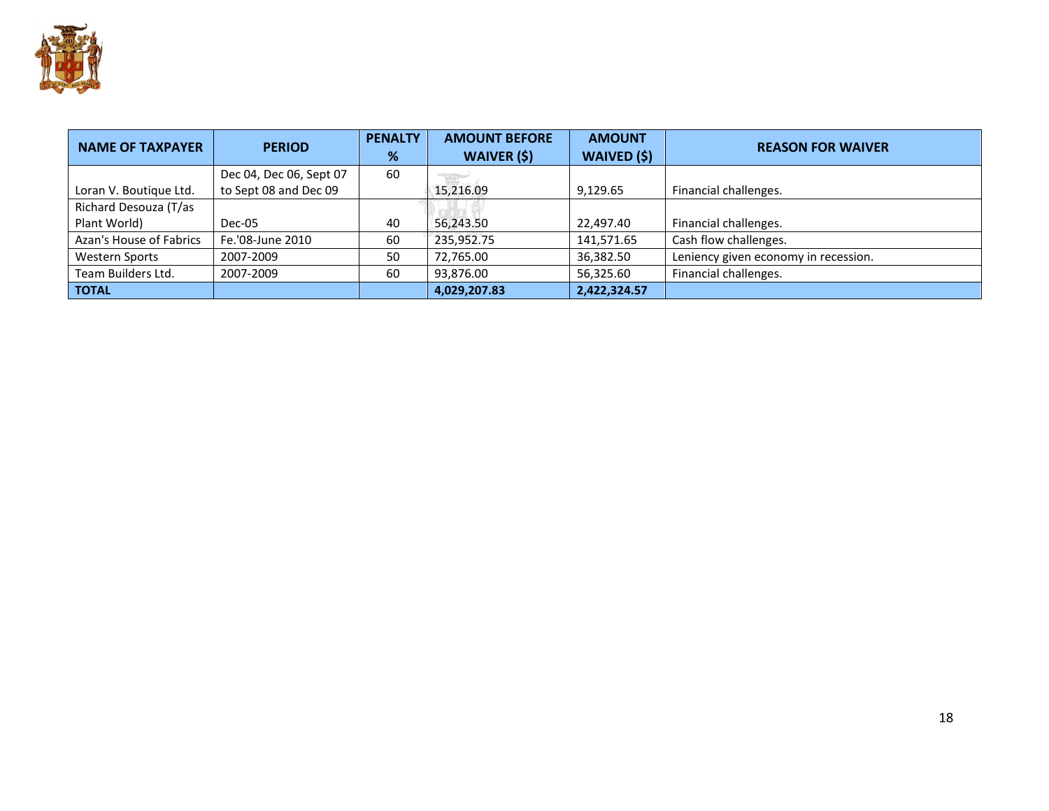| NAME OF TAXPAYER | PERIOD | PENALTY % | AMOUNT BEFORE WAIVER ($) | AMOUNT WAIVED ($) | REASON FOR WAIVER |
|---|---|---|---|---|---|
| Loran V. Boutique Ltd. | Dec 04, Dec 06, Sept 07 to Sept 08 and Dec 09 | 60 | 15,216.09 | 9,129.65 | Financial challenges. |
| Richard Desouza (T/as Plant World) | Dec-05 | 40 | 56,243.50 | 22,497.40 | Financial challenges. |
| Azan's House of Fabrics | Fe.'08-June 2010 | 60 | 235,952.75 | 141,571.65 | Cash flow challenges. |
| Western Sports | 2007-2009 | 50 | 72,765.00 | 36,382.50 | Leniency given economy in recession. |
| Team Builders Ltd. | 2007-2009 | 60 | 93,876.00 | 56,325.60 | Financial challenges. |
| **TOTAL** | | | **4,029,207.83** | **2,422,324.57** | |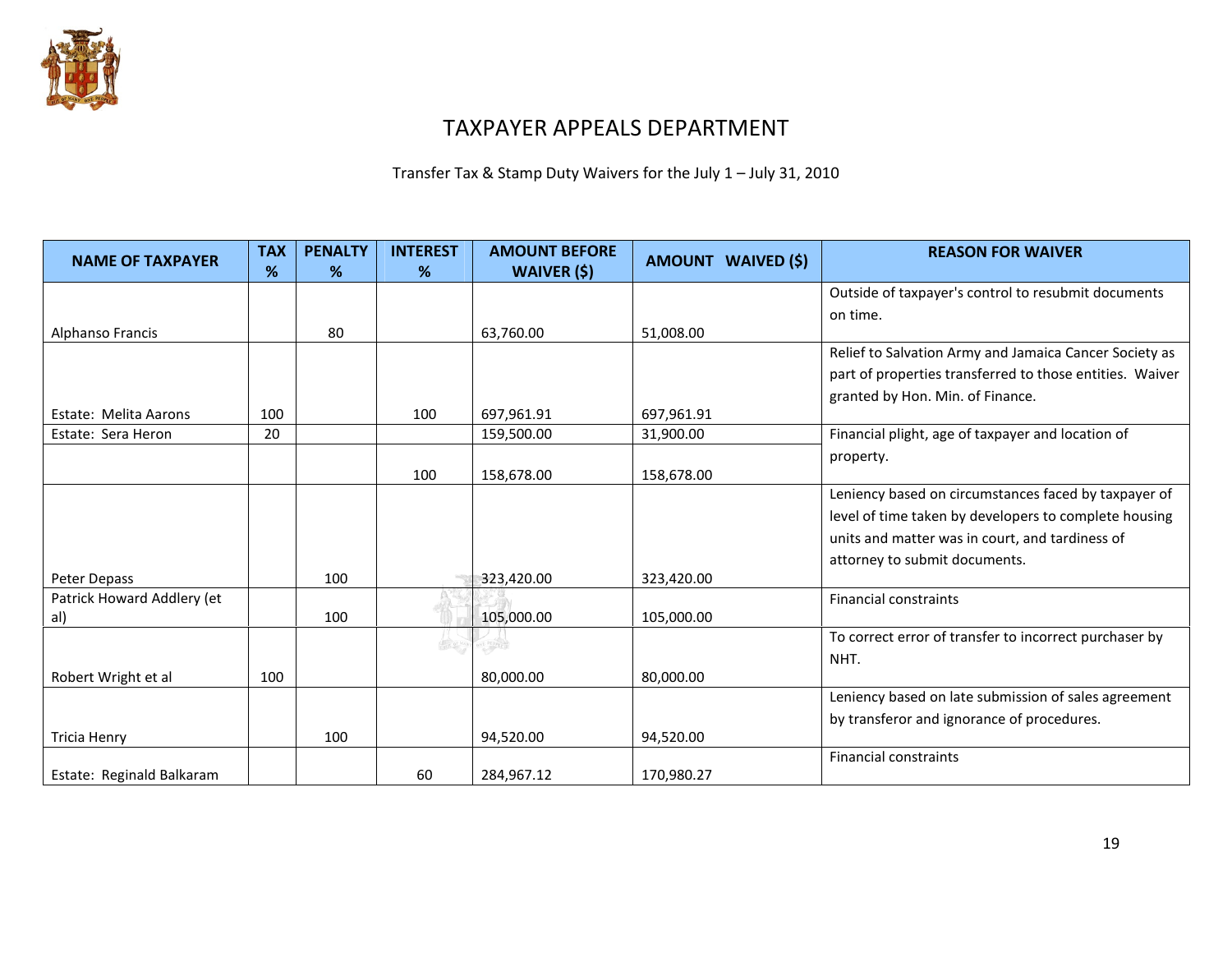# TAXPAYER APPEALS DEPARTMENT

Transfer Tax & Stamp Duty Waivers for the July 1 – July 31, 2010

| NAME OF TAXPAYER | TAX % | PENALTY % | INTEREST % | AMOUNT BEFORE WAIVER ($) | AMOUNT WAIVED ($) | REASON FOR WAIVER |
|---|---|---|---|---|---|---|
| Alphanso Francis | | 80 | | 63,760.00 | 51,008.00 | Outside of taxpayer's control to resubmit documents on time. |
| Estate: Melita Aarons | 100 | | 100 | 697,961.91 | 697,961.91 | Relief to Salvation Army and Jamaica Cancer Society as part of properties transferred to those entities. Waiver granted by Hon. Min. of Finance. |
| Estate: Sera Heron | 20 | | | 159,500.00 | 31,900.00 | Financial plight, age of taxpayer and location of property. |
| | | | 100 | 158,678.00 | 158,678.00 | |
| Peter Depass | | 100 | | 323,420.00 | 323,420.00 | Leniency based on circumstances faced by taxpayer of level of time taken by developers to complete housing units and matter was in court, and tardiness of attorney to submit documents. |
| Patrick Howard Addlery (et al) | | 100 | | 105,000.00 | 105,000.00 | Financial constraints |
| Robert Wright et al | 100 | | | 80,000.00 | 80,000.00 | To correct error of transfer to incorrect purchaser by NHT. |
| Tricia Henry | | 100 | | 94,520.00 | 94,520.00 | Leniency based on late submission of sales agreement by transferor and ignorance of procedures. |
| Estate: Reginald Balkaram | | | 60 | 284,967.12 | 170,980.27 | Financial constraints |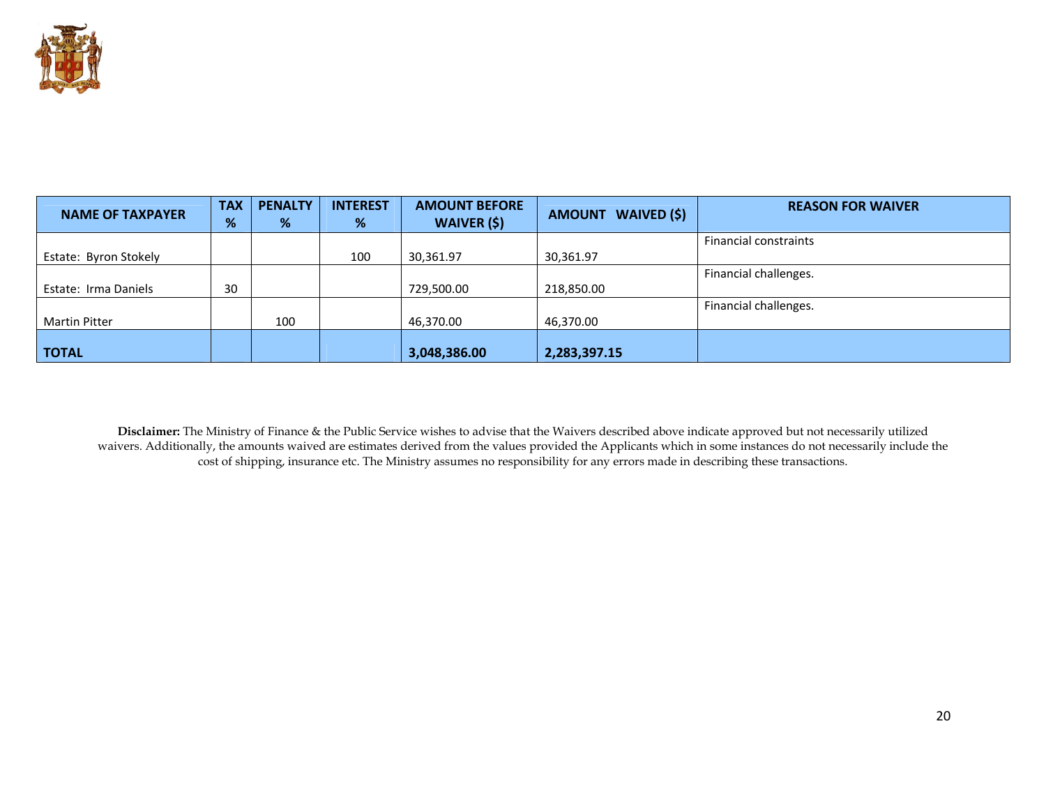| NAME OF TAXPAYER | TAX % | PENALTY % | INTEREST % | AMOUNT BEFORE WAIVER ($) | AMOUNT WAIVED ($) | REASON FOR WAIVER |
|---|---|---|---|---|---|---|
| Estate: Byron Stokely | | | 100 | 30,361.97 | 30,361.97 | Financial constraints |
| Estate: Irma Daniels | 30 | | | 729,500.00 | 218,850.00 | Financial challenges. |
| Martin Pitter | | 100 | | 46,370.00 | 46,370.00 | Financial challenges. |
| **TOTAL** | | | | **3,048,386.00** | **2,283,397.15** | |

**Disclaimer:** The Ministry of Finance & the Public Service wishes to advise that the Waivers described above indicate approved but not necessarily utilized waivers. Additionally, the amounts waived are estimates derived from the values provided the Applicants which in some instances do not necessarily include the cost of shipping, insurance etc. The Ministry assumes no responsibility for any errors made in describing these transactions.